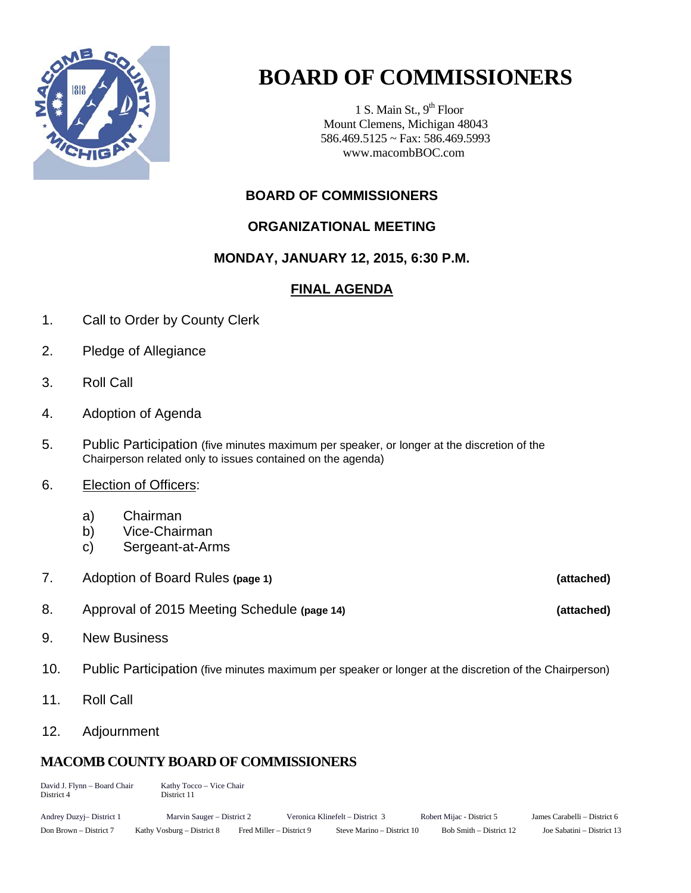# BOARD OF COMMISSIONERS

1 S. Main St., 9th Floor
Mount Clemens, Michigan 48043
586.469.5125 ~ Fax: 586.469.5993
www.macombBOC.com

## BOARD OF COMMISSIONERS

## ORGANIZATIONAL MEETING

## MONDAY, JANUARY 12, 2015, 6:30 P.M.

## FINAL AGENDA

1. Call to Order by County Clerk
2. Pledge of Allegiance
3. Roll Call
4. Adoption of Agenda
5. Public Participation (five minutes maximum per speaker, or longer at the discretion of the Chairperson related only to issues contained on the agenda)
6. Election of Officers:
   - a) Chairman
   - b) Vice-Chairman
   - c) Sergeant-at-Arms
7. Adoption of Board Rules **(page 1)** **(attached)**
8. Approval of 2015 Meeting Schedule **(page 14)** **(attached)**
9. New Business
10. Public Participation (five minutes maximum per speaker or longer at the discretion of the Chairperson)
11. Roll Call
12. Adjournment

## MACOMB COUNTY BOARD OF COMMISSIONERS

David J. Flynn – Board Chair, District 4
Kathy Tocco – Vice Chair, District 11

Andrey Duzyj– District 1
Marvin Sauger – District 2
Veronica Klinefelt – District 3
Robert Mijac - District 5
James Carabelli – District 6
Don Brown – District 7
Kathy Vosburg – District 8
Fred Miller – District 9
Steve Marino – District 10
Bob Smith – District 12
Joe Sabatini – District 13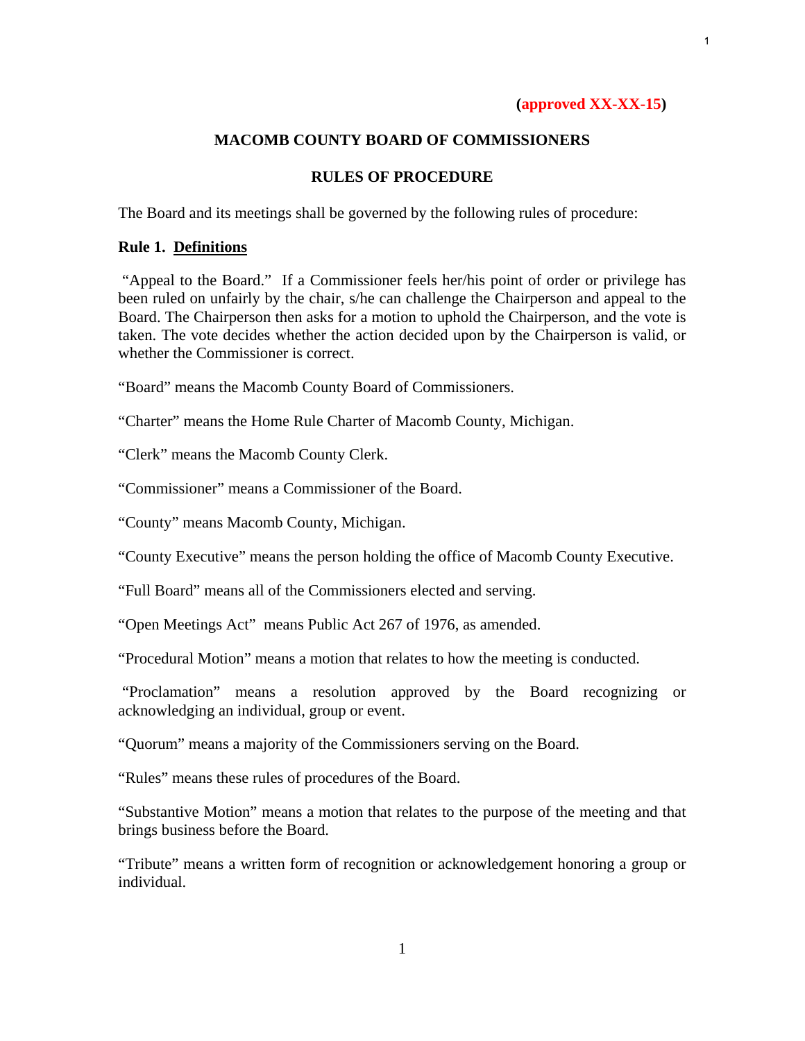**(approved XX-XX-15)**

**MACOMB COUNTY BOARD OF COMMISSIONERS**

**RULES OF PROCEDURE**

The Board and its meetings shall be governed by the following rules of procedure:

**Rule 1. Definitions**

"Appeal to the Board." If a Commissioner feels her/his point of order or privilege has been ruled on unfairly by the chair, s/he can challenge the Chairperson and appeal to the Board. The Chairperson then asks for a motion to uphold the Chairperson, and the vote is taken. The vote decides whether the action decided upon by the Chairperson is valid, or whether the Commissioner is correct.

"Board" means the Macomb County Board of Commissioners.

"Charter" means the Home Rule Charter of Macomb County, Michigan.

"Clerk" means the Macomb County Clerk.

"Commissioner" means a Commissioner of the Board.

"County" means Macomb County, Michigan.

"County Executive" means the person holding the office of Macomb County Executive.

"Full Board" means all of the Commissioners elected and serving.

"Open Meetings Act" means Public Act 267 of 1976, as amended.

"Procedural Motion" means a motion that relates to how the meeting is conducted.

"Proclamation" means a resolution approved by the Board recognizing or acknowledging an individual, group or event.

"Quorum" means a majority of the Commissioners serving on the Board.

"Rules" means these rules of procedures of the Board.

"Substantive Motion" means a motion that relates to the purpose of the meeting and that brings business before the Board.

"Tribute" means a written form of recognition or acknowledgement honoring a group or individual.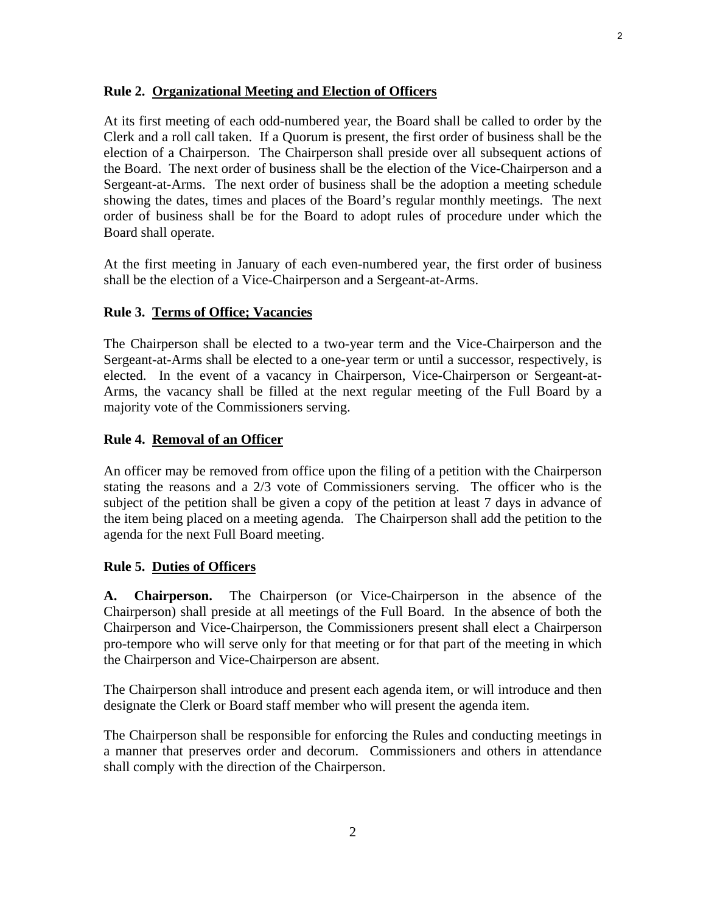### Rule 2. Organizational Meeting and Election of Officers

At its first meeting of each odd-numbered year, the Board shall be called to order by the Clerk and a roll call taken. If a Quorum is present, the first order of business shall be the election of a Chairperson. The Chairperson shall preside over all subsequent actions of the Board. The next order of business shall be the election of the Vice-Chairperson and a Sergeant-at-Arms. The next order of business shall be the adoption a meeting schedule showing the dates, times and places of the Board's regular monthly meetings. The next order of business shall be for the Board to adopt rules of procedure under which the Board shall operate.

At the first meeting in January of each even-numbered year, the first order of business shall be the election of a Vice-Chairperson and a Sergeant-at-Arms.

### Rule 3. Terms of Office; Vacancies

The Chairperson shall be elected to a two-year term and the Vice-Chairperson and the Sergeant-at-Arms shall be elected to a one-year term or until a successor, respectively, is elected. In the event of a vacancy in Chairperson, Vice-Chairperson or Sergeant-at-Arms, the vacancy shall be filled at the next regular meeting of the Full Board by a majority vote of the Commissioners serving.

### Rule 4. Removal of an Officer

An officer may be removed from office upon the filing of a petition with the Chairperson stating the reasons and a 2/3 vote of Commissioners serving. The officer who is the subject of the petition shall be given a copy of the petition at least 7 days in advance of the item being placed on a meeting agenda. The Chairperson shall add the petition to the agenda for the next Full Board meeting.

### Rule 5. Duties of Officers

**A. Chairperson.** The Chairperson (or Vice-Chairperson in the absence of the Chairperson) shall preside at all meetings of the Full Board. In the absence of both the Chairperson and Vice-Chairperson, the Commissioners present shall elect a Chairperson pro-tempore who will serve only for that meeting or for that part of the meeting in which the Chairperson and Vice-Chairperson are absent.

The Chairperson shall introduce and present each agenda item, or will introduce and then designate the Clerk or Board staff member who will present the agenda item.

The Chairperson shall be responsible for enforcing the Rules and conducting meetings in a manner that preserves order and decorum. Commissioners and others in attendance shall comply with the direction of the Chairperson.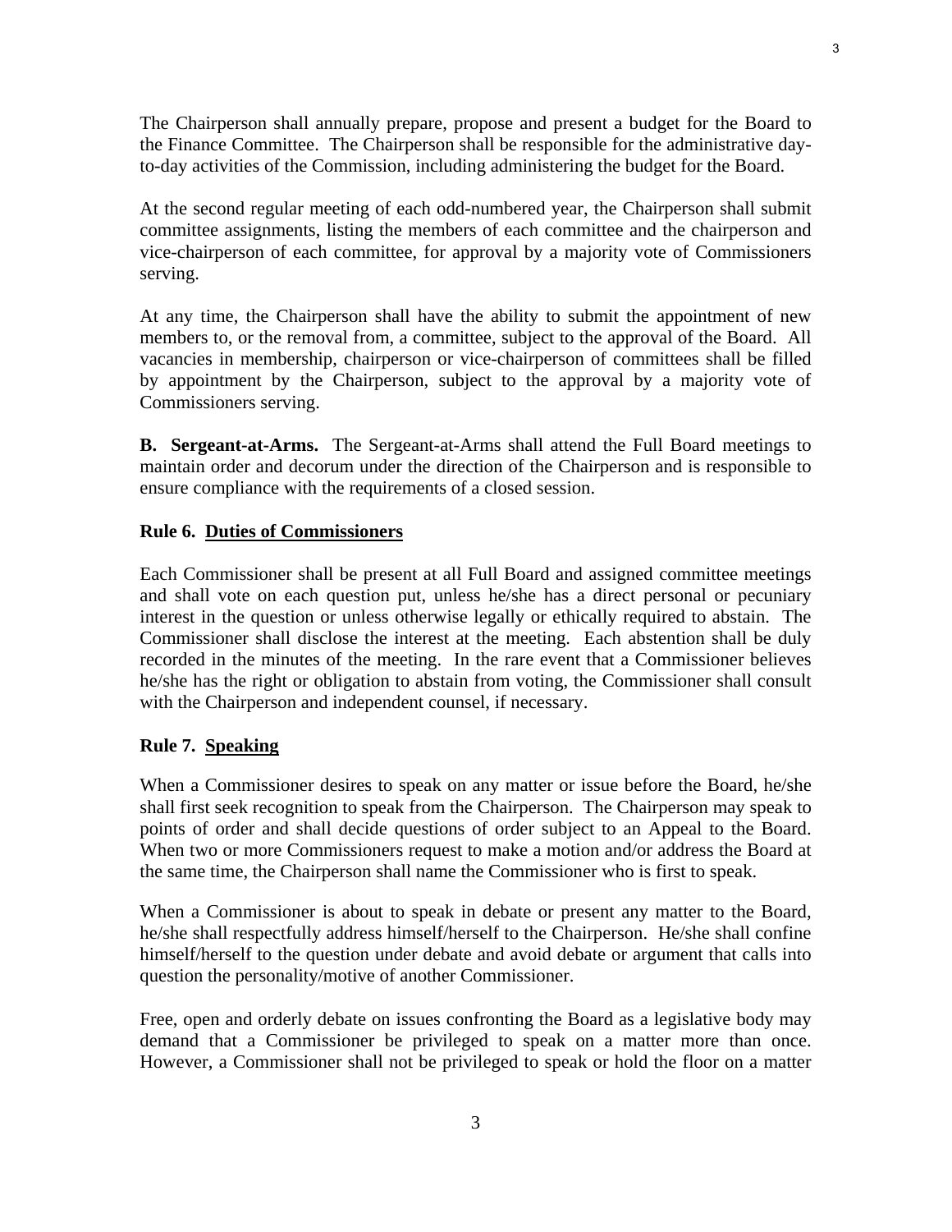The Chairperson shall annually prepare, propose and present a budget for the Board to the Finance Committee. The Chairperson shall be responsible for the administrative day-to-day activities of the Commission, including administering the budget for the Board.

At the second regular meeting of each odd-numbered year, the Chairperson shall submit committee assignments, listing the members of each committee and the chairperson and vice-chairperson of each committee, for approval by a majority vote of Commissioners serving.

At any time, the Chairperson shall have the ability to submit the appointment of new members to, or the removal from, a committee, subject to the approval of the Board. All vacancies in membership, chairperson or vice-chairperson of committees shall be filled by appointment by the Chairperson, subject to the approval by a majority vote of Commissioners serving.

**B. Sergeant-at-Arms.** The Sergeant-at-Arms shall attend the Full Board meetings to maintain order and decorum under the direction of the Chairperson and is responsible to ensure compliance with the requirements of a closed session.

### Rule 6. Duties of Commissioners

Each Commissioner shall be present at all Full Board and assigned committee meetings and shall vote on each question put, unless he/she has a direct personal or pecuniary interest in the question or unless otherwise legally or ethically required to abstain. The Commissioner shall disclose the interest at the meeting. Each abstention shall be duly recorded in the minutes of the meeting. In the rare event that a Commissioner believes he/she has the right or obligation to abstain from voting, the Commissioner shall consult with the Chairperson and independent counsel, if necessary.

### Rule 7. Speaking

When a Commissioner desires to speak on any matter or issue before the Board, he/she shall first seek recognition to speak from the Chairperson. The Chairperson may speak to points of order and shall decide questions of order subject to an Appeal to the Board. When two or more Commissioners request to make a motion and/or address the Board at the same time, the Chairperson shall name the Commissioner who is first to speak.

When a Commissioner is about to speak in debate or present any matter to the Board, he/she shall respectfully address himself/herself to the Chairperson. He/she shall confine himself/herself to the question under debate and avoid debate or argument that calls into question the personality/motive of another Commissioner.

Free, open and orderly debate on issues confronting the Board as a legislative body may demand that a Commissioner be privileged to speak on a matter more than once. However, a Commissioner shall not be privileged to speak or hold the floor on a matter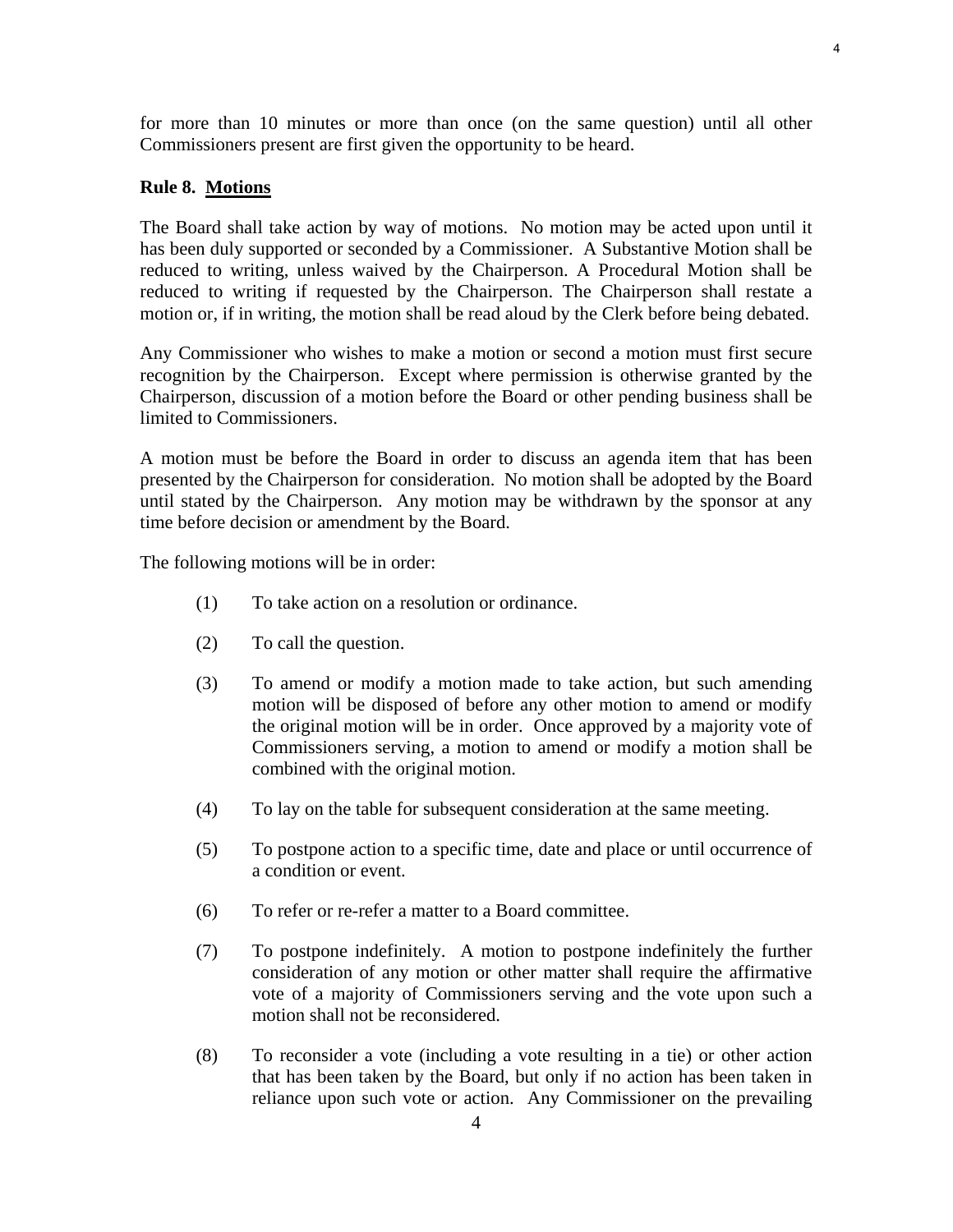for more than 10 minutes or more than once (on the same question) until all other Commissioners present are first given the opportunity to be heard.

### Rule 8. Motions

The Board shall take action by way of motions. No motion may be acted upon until it has been duly supported or seconded by a Commissioner. A Substantive Motion shall be reduced to writing, unless waived by the Chairperson. A Procedural Motion shall be reduced to writing if requested by the Chairperson. The Chairperson shall restate a motion or, if in writing, the motion shall be read aloud by the Clerk before being debated.

Any Commissioner who wishes to make a motion or second a motion must first secure recognition by the Chairperson. Except where permission is otherwise granted by the Chairperson, discussion of a motion before the Board or other pending business shall be limited to Commissioners.

A motion must be before the Board in order to discuss an agenda item that has been presented by the Chairperson for consideration. No motion shall be adopted by the Board until stated by the Chairperson. Any motion may be withdrawn by the sponsor at any time before decision or amendment by the Board.

The following motions will be in order:

(1) To take action on a resolution or ordinance.

(2) To call the question.

(3) To amend or modify a motion made to take action, but such amending motion will be disposed of before any other motion to amend or modify the original motion will be in order. Once approved by a majority vote of Commissioners serving, a motion to amend or modify a motion shall be combined with the original motion.

(4) To lay on the table for subsequent consideration at the same meeting.

(5) To postpone action to a specific time, date and place or until occurrence of a condition or event.

(6) To refer or re-refer a matter to a Board committee.

(7) To postpone indefinitely. A motion to postpone indefinitely the further consideration of any motion or other matter shall require the affirmative vote of a majority of Commissioners serving and the vote upon such a motion shall not be reconsidered.

(8) To reconsider a vote (including a vote resulting in a tie) or other action that has been taken by the Board, but only if no action has been taken in reliance upon such vote or action. Any Commissioner on the prevailing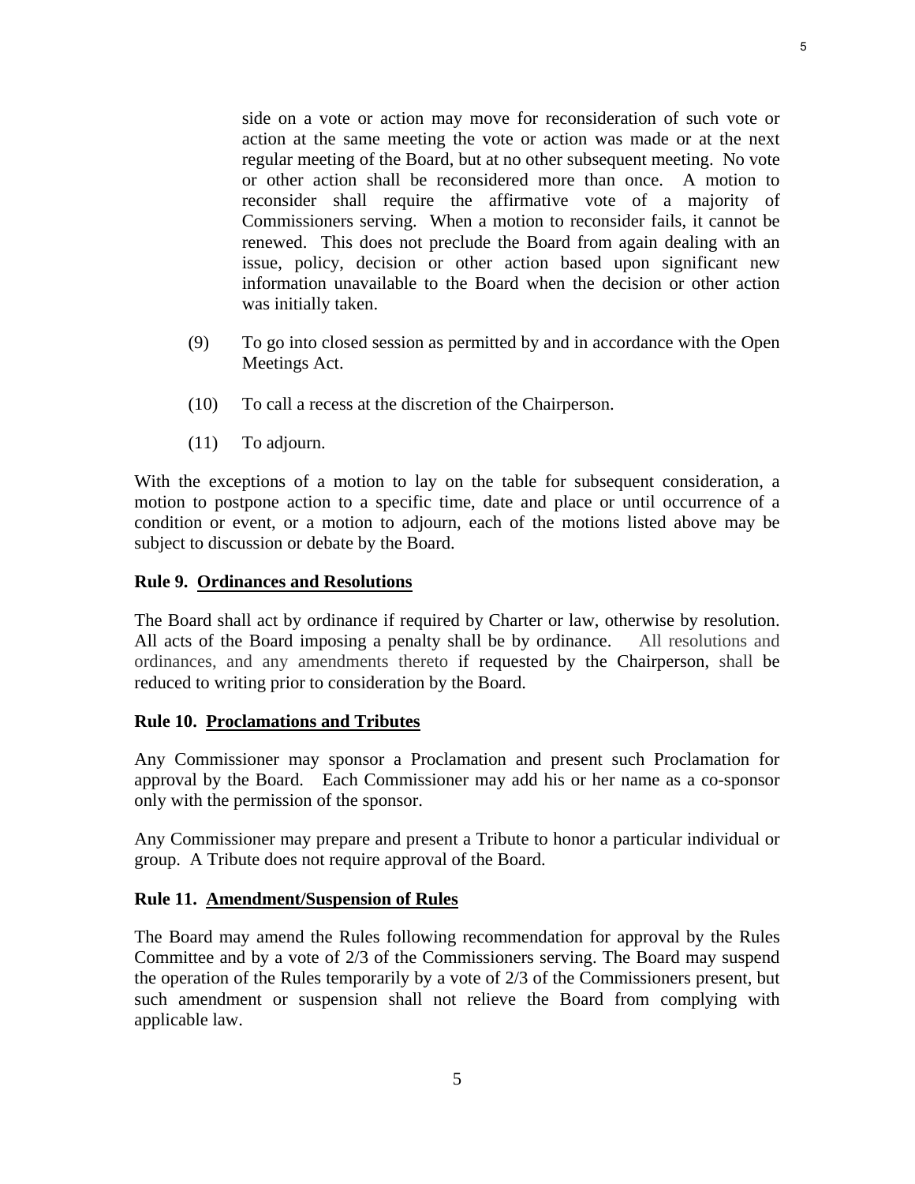side on a vote or action may move for reconsideration of such vote or action at the same meeting the vote or action was made or at the next regular meeting of the Board, but at no other subsequent meeting. No vote or other action shall be reconsidered more than once. A motion to reconsider shall require the affirmative vote of a majority of Commissioners serving. When a motion to reconsider fails, it cannot be renewed. This does not preclude the Board from again dealing with an issue, policy, decision or other action based upon significant new information unavailable to the Board when the decision or other action was initially taken.

(9) To go into closed session as permitted by and in accordance with the Open Meetings Act.

(10) To call a recess at the discretion of the Chairperson.

(11) To adjourn.

With the exceptions of a motion to lay on the table for subsequent consideration, a motion to postpone action to a specific time, date and place or until occurrence of a condition or event, or a motion to adjourn, each of the motions listed above may be subject to discussion or debate by the Board.

**Rule 9. <u>Ordinances and Resolutions</u>**

The Board shall act by ordinance if required by Charter or law, otherwise by resolution. All acts of the Board imposing a penalty shall be by ordinance. All resolutions and ordinances, and any amendments thereto if requested by the Chairperson, shall be reduced to writing prior to consideration by the Board.

**Rule 10. <u>Proclamations and Tributes</u>**

Any Commissioner may sponsor a Proclamation and present such Proclamation for approval by the Board. Each Commissioner may add his or her name as a co-sponsor only with the permission of the sponsor.

Any Commissioner may prepare and present a Tribute to honor a particular individual or group. A Tribute does not require approval of the Board.

**Rule 11. <u>Amendment/Suspension of Rules</u>**

The Board may amend the Rules following recommendation for approval by the Rules Committee and by a vote of 2/3 of the Commissioners serving. The Board may suspend the operation of the Rules temporarily by a vote of 2/3 of the Commissioners present, but such amendment or suspension shall not relieve the Board from complying with applicable law.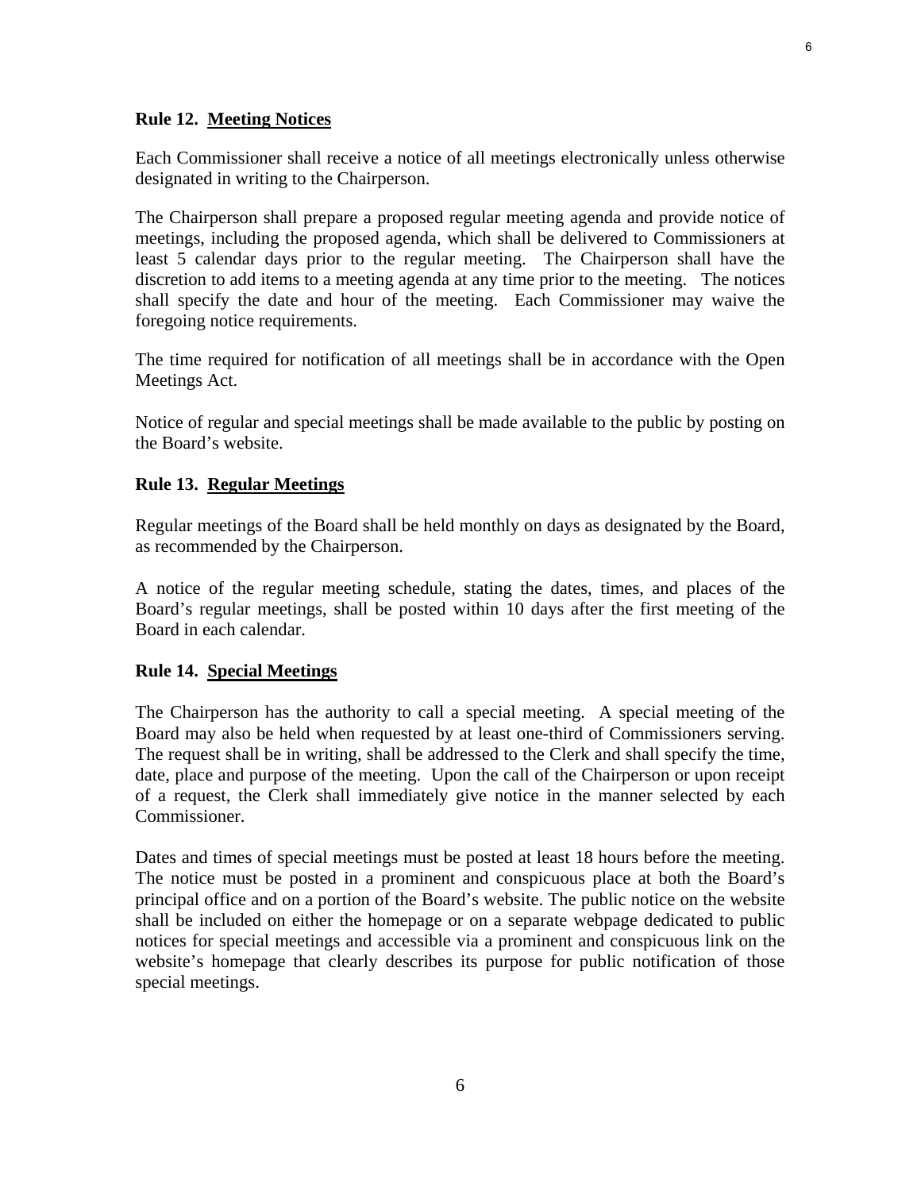**Rule 12. Meeting Notices**

Each Commissioner shall receive a notice of all meetings electronically unless otherwise designated in writing to the Chairperson.

The Chairperson shall prepare a proposed regular meeting agenda and provide notice of meetings, including the proposed agenda, which shall be delivered to Commissioners at least 5 calendar days prior to the regular meeting. The Chairperson shall have the discretion to add items to a meeting agenda at any time prior to the meeting. The notices shall specify the date and hour of the meeting. Each Commissioner may waive the foregoing notice requirements.

The time required for notification of all meetings shall be in accordance with the Open Meetings Act.

Notice of regular and special meetings shall be made available to the public by posting on the Board's website.

**Rule 13. Regular Meetings**

Regular meetings of the Board shall be held monthly on days as designated by the Board, as recommended by the Chairperson.

A notice of the regular meeting schedule, stating the dates, times, and places of the Board's regular meetings, shall be posted within 10 days after the first meeting of the Board in each calendar.

**Rule 14. Special Meetings**

The Chairperson has the authority to call a special meeting. A special meeting of the Board may also be held when requested by at least one-third of Commissioners serving. The request shall be in writing, shall be addressed to the Clerk and shall specify the time, date, place and purpose of the meeting. Upon the call of the Chairperson or upon receipt of a request, the Clerk shall immediately give notice in the manner selected by each Commissioner.

Dates and times of special meetings must be posted at least 18 hours before the meeting. The notice must be posted in a prominent and conspicuous place at both the Board's principal office and on a portion of the Board's website. The public notice on the website shall be included on either the homepage or on a separate webpage dedicated to public notices for special meetings and accessible via a prominent and conspicuous link on the website's homepage that clearly describes its purpose for public notification of those special meetings.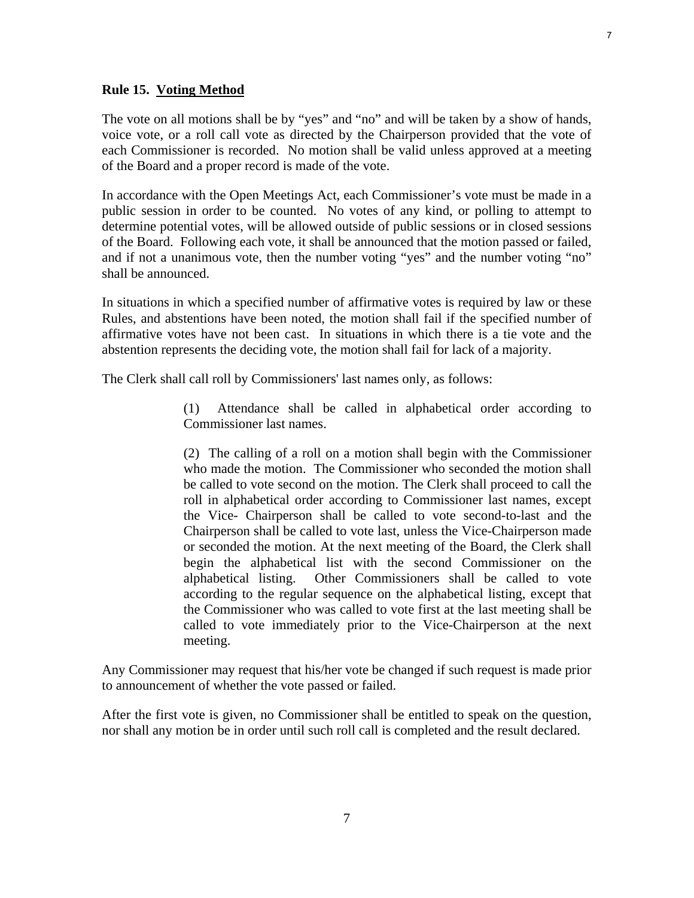**Rule 15. <u>Voting Method</u>**

The vote on all motions shall be by "yes" and "no" and will be taken by a show of hands, voice vote, or a roll call vote as directed by the Chairperson provided that the vote of each Commissioner is recorded. No motion shall be valid unless approved at a meeting of the Board and a proper record is made of the vote.

In accordance with the Open Meetings Act, each Commissioner's vote must be made in a public session in order to be counted. No votes of any kind, or polling to attempt to determine potential votes, will be allowed outside of public sessions or in closed sessions of the Board. Following each vote, it shall be announced that the motion passed or failed, and if not a unanimous vote, then the number voting "yes" and the number voting "no" shall be announced.

In situations in which a specified number of affirmative votes is required by law or these Rules, and abstentions have been noted, the motion shall fail if the specified number of affirmative votes have not been cast. In situations in which there is a tie vote and the abstention represents the deciding vote, the motion shall fail for lack of a majority.

The Clerk shall call roll by Commissioners' last names only, as follows:

> (1) Attendance shall be called in alphabetical order according to Commissioner last names.
>
> (2) The calling of a roll on a motion shall begin with the Commissioner who made the motion. The Commissioner who seconded the motion shall be called to vote second on the motion. The Clerk shall proceed to call the roll in alphabetical order according to Commissioner last names, except the Vice- Chairperson shall be called to vote second-to-last and the Chairperson shall be called to vote last, unless the Vice-Chairperson made or seconded the motion. At the next meeting of the Board, the Clerk shall begin the alphabetical list with the second Commissioner on the alphabetical listing. Other Commissioners shall be called to vote according to the regular sequence on the alphabetical listing, except that the Commissioner who was called to vote first at the last meeting shall be called to vote immediately prior to the Vice-Chairperson at the next meeting.

Any Commissioner may request that his/her vote be changed if such request is made prior to announcement of whether the vote passed or failed.

After the first vote is given, no Commissioner shall be entitled to speak on the question, nor shall any motion be in order until such roll call is completed and the result declared.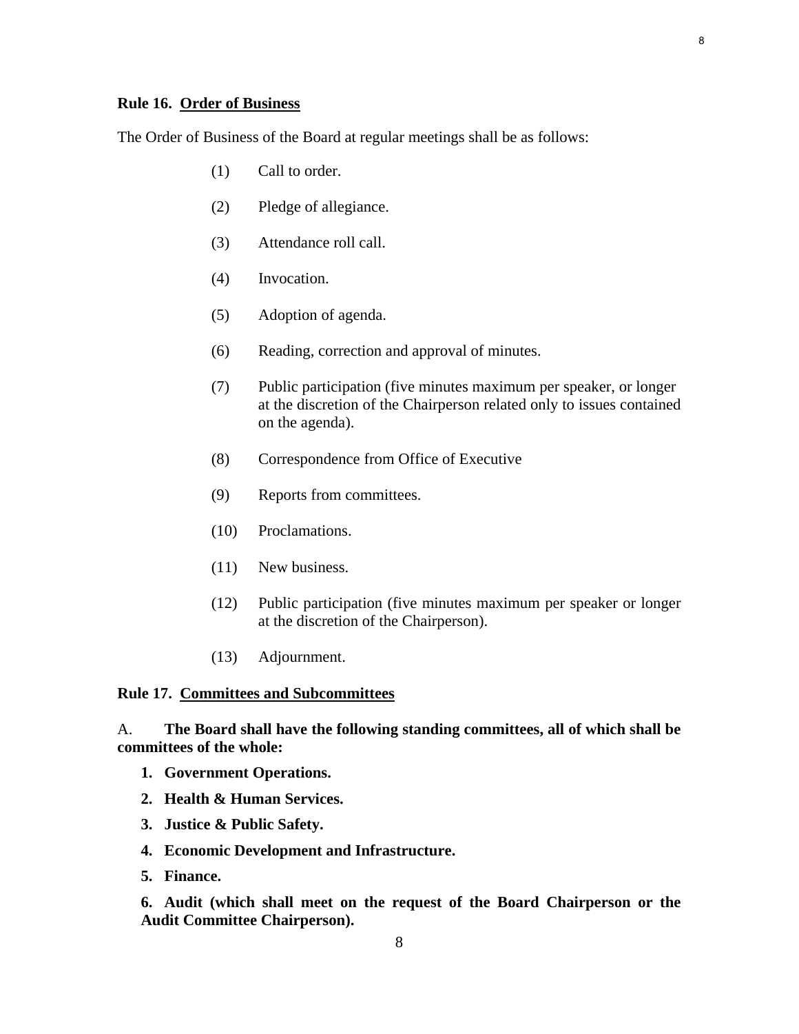**Rule 16. <u>Order of Business</u>**

The Order of Business of the Board at regular meetings shall be as follows:

(1) Call to order.

(2) Pledge of allegiance.

(3) Attendance roll call.

(4) Invocation.

(5) Adoption of agenda.

(6) Reading, correction and approval of minutes.

(7) Public participation (five minutes maximum per speaker, or longer at the discretion of the Chairperson related only to issues contained on the agenda).

(8) Correspondence from Office of Executive

(9) Reports from committees.

(10) Proclamations.

(11) New business.

(12) Public participation (five minutes maximum per speaker or longer at the discretion of the Chairperson).

(13) Adjournment.

**Rule 17. <u>Committees and Subcommittees</u>**

A. **The Board shall have the following standing committees, all of which shall be committees of the whole:**

1. **Government Operations.**
2. **Health & Human Services.**
3. **Justice & Public Safety.**
4. **Economic Development and Infrastructure.**
5. **Finance.**
6. **Audit (which shall meet on the request of the Board Chairperson or the Audit Committee Chairperson).**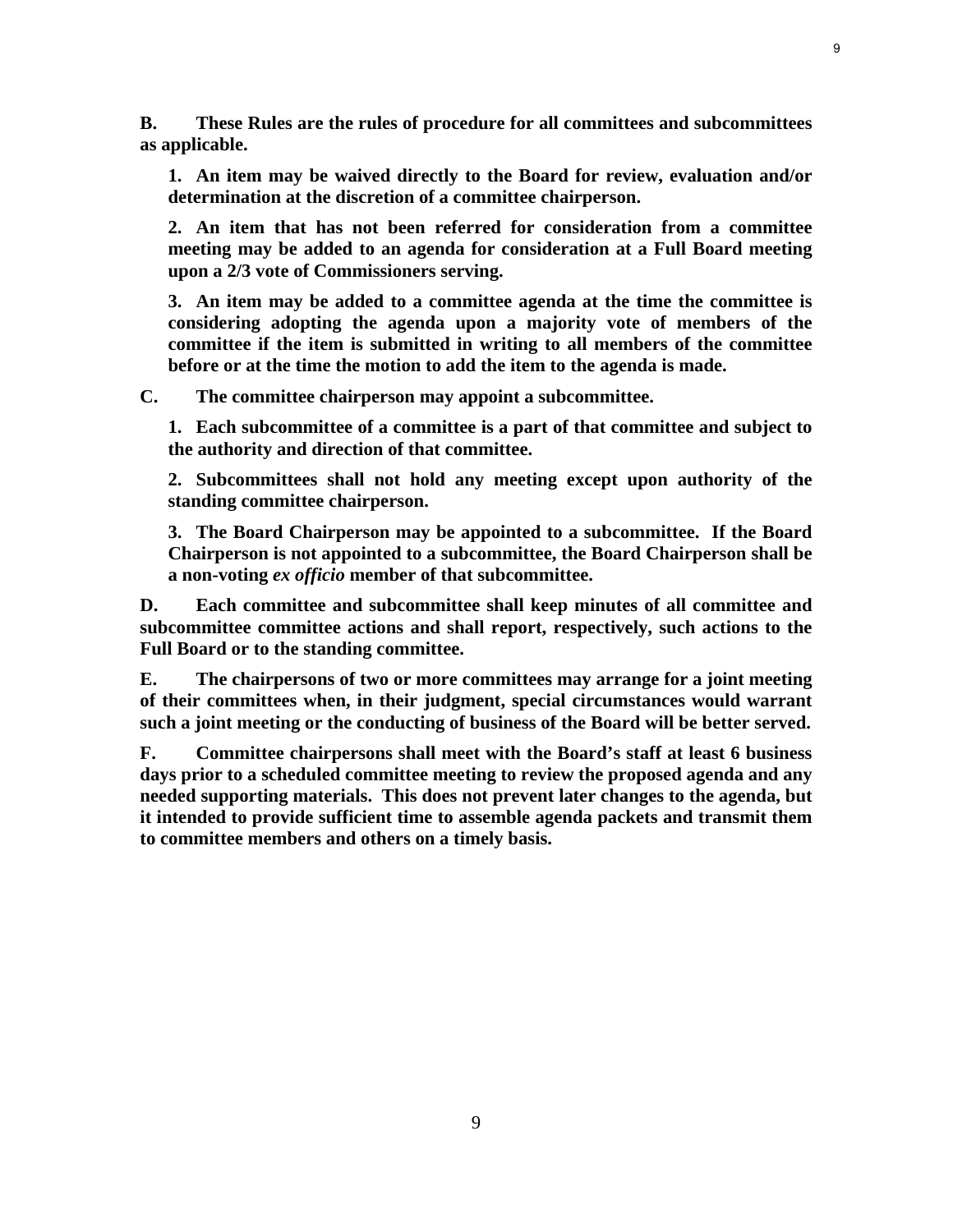**B. These Rules are the rules of procedure for all committees and subcommittees as applicable.**

> **1. An item may be waived directly to the Board for review, evaluation and/or determination at the discretion of a committee chairperson.**
>
> **2. An item that has not been referred for consideration from a committee meeting may be added to an agenda for consideration at a Full Board meeting upon a 2/3 vote of Commissioners serving.**
>
> **3. An item may be added to a committee agenda at the time the committee is considering adopting the agenda upon a majority vote of members of the committee if the item is submitted in writing to all members of the committee before or at the time the motion to add the item to the agenda is made.**

**C. The committee chairperson may appoint a subcommittee.**

> **1. Each subcommittee of a committee is a part of that committee and subject to the authority and direction of that committee.**
>
> **2. Subcommittees shall not hold any meeting except upon authority of the standing committee chairperson.**
>
> **3. The Board Chairperson may be appointed to a subcommittee. If the Board Chairperson is not appointed to a subcommittee, the Board Chairperson shall be a non-voting *ex officio* member of that subcommittee.**

**D. Each committee and subcommittee shall keep minutes of all committee and subcommittee committee actions and shall report, respectively, such actions to the Full Board or to the standing committee.**

**E. The chairpersons of two or more committees may arrange for a joint meeting of their committees when, in their judgment, special circumstances would warrant such a joint meeting or the conducting of business of the Board will be better served.**

**F. Committee chairpersons shall meet with the Board's staff at least 6 business days prior to a scheduled committee meeting to review the proposed agenda and any needed supporting materials. This does not prevent later changes to the agenda, but it intended to provide sufficient time to assemble agenda packets and transmit them to committee members and others on a timely basis.**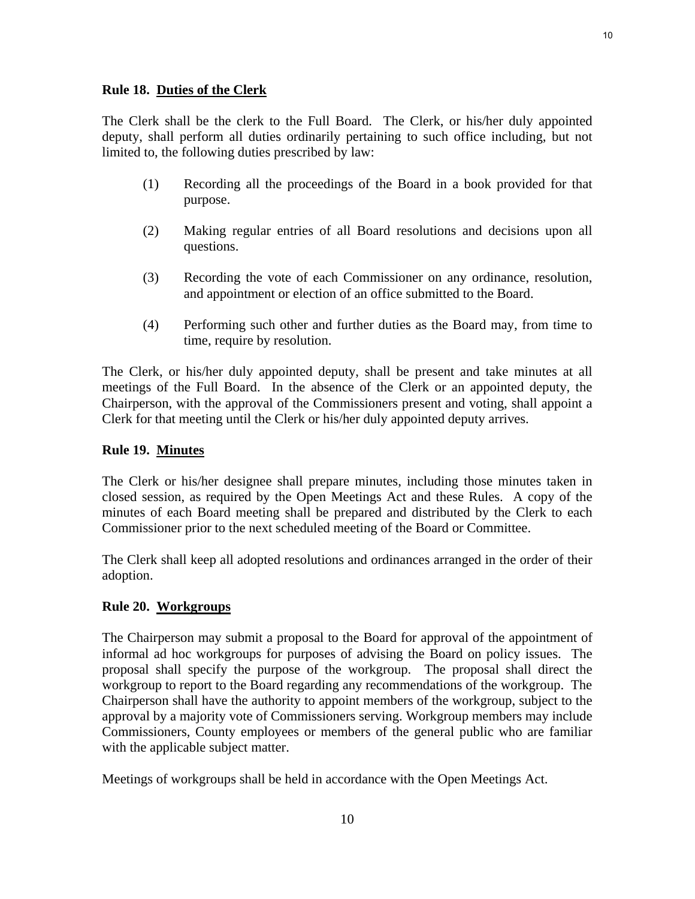**Rule 18. Duties of the Clerk**

The Clerk shall be the clerk to the Full Board. The Clerk, or his/her duly appointed deputy, shall perform all duties ordinarily pertaining to such office including, but not limited to, the following duties prescribed by law:

(1) Recording all the proceedings of the Board in a book provided for that purpose.

(2) Making regular entries of all Board resolutions and decisions upon all questions.

(3) Recording the vote of each Commissioner on any ordinance, resolution, and appointment or election of an office submitted to the Board.

(4) Performing such other and further duties as the Board may, from time to time, require by resolution.

The Clerk, or his/her duly appointed deputy, shall be present and take minutes at all meetings of the Full Board. In the absence of the Clerk or an appointed deputy, the Chairperson, with the approval of the Commissioners present and voting, shall appoint a Clerk for that meeting until the Clerk or his/her duly appointed deputy arrives.

**Rule 19. Minutes**

The Clerk or his/her designee shall prepare minutes, including those minutes taken in closed session, as required by the Open Meetings Act and these Rules. A copy of the minutes of each Board meeting shall be prepared and distributed by the Clerk to each Commissioner prior to the next scheduled meeting of the Board or Committee.

The Clerk shall keep all adopted resolutions and ordinances arranged in the order of their adoption.

**Rule 20. Workgroups**

The Chairperson may submit a proposal to the Board for approval of the appointment of informal ad hoc workgroups for purposes of advising the Board on policy issues. The proposal shall specify the purpose of the workgroup. The proposal shall direct the workgroup to report to the Board regarding any recommendations of the workgroup. The Chairperson shall have the authority to appoint members of the workgroup, subject to the approval by a majority vote of Commissioners serving. Workgroup members may include Commissioners, County employees or members of the general public who are familiar with the applicable subject matter.

Meetings of workgroups shall be held in accordance with the Open Meetings Act.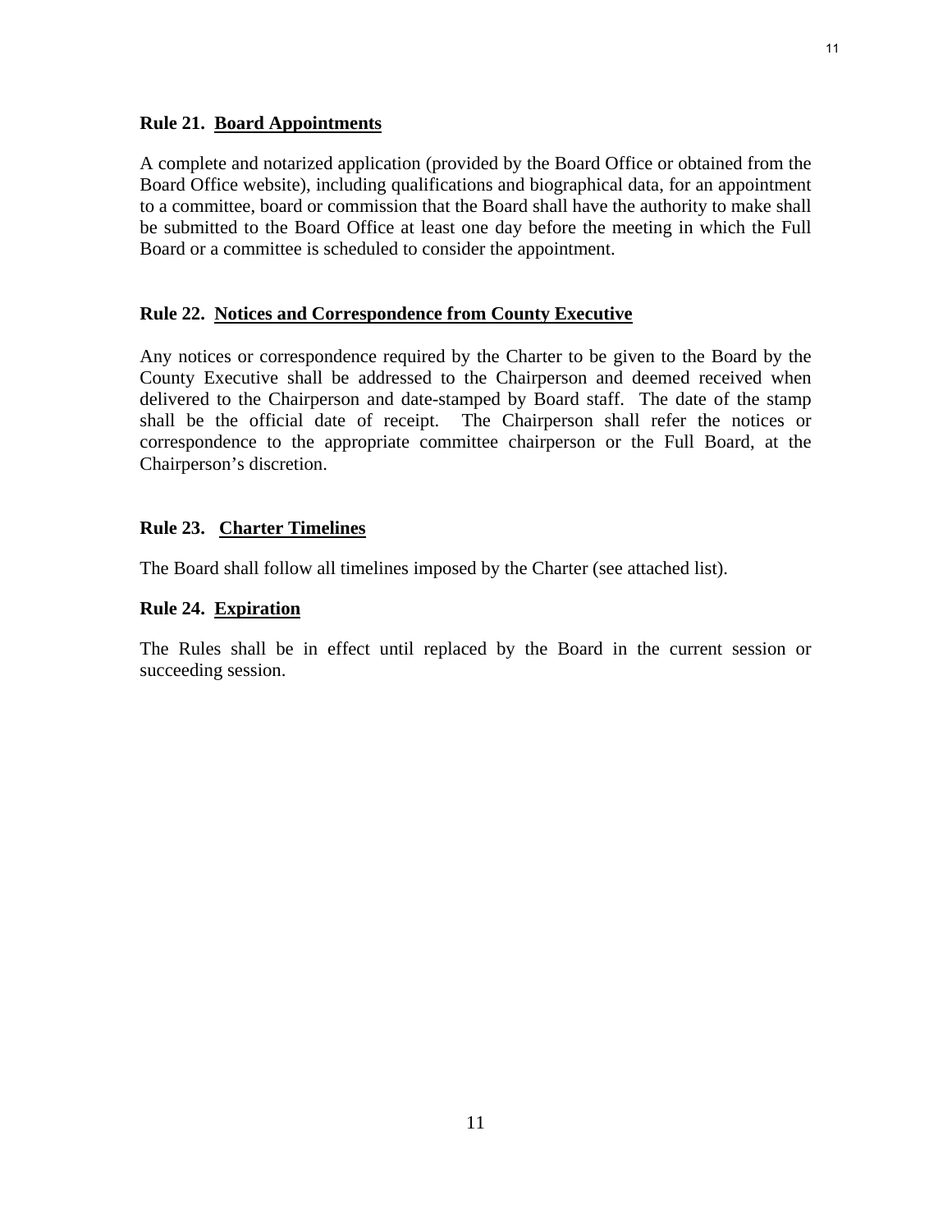**Rule 21. Board Appointments**

A complete and notarized application (provided by the Board Office or obtained from the Board Office website), including qualifications and biographical data, for an appointment to a committee, board or commission that the Board shall have the authority to make shall be submitted to the Board Office at least one day before the meeting in which the Full Board or a committee is scheduled to consider the appointment.

**Rule 22. Notices and Correspondence from County Executive**

Any notices or correspondence required by the Charter to be given to the Board by the County Executive shall be addressed to the Chairperson and deemed received when delivered to the Chairperson and date-stamped by Board staff. The date of the stamp shall be the official date of receipt. The Chairperson shall refer the notices or correspondence to the appropriate committee chairperson or the Full Board, at the Chairperson's discretion.

**Rule 23. Charter Timelines**

The Board shall follow all timelines imposed by the Charter (see attached list).

**Rule 24. Expiration**

The Rules shall be in effect until replaced by the Board in the current session or succeeding session.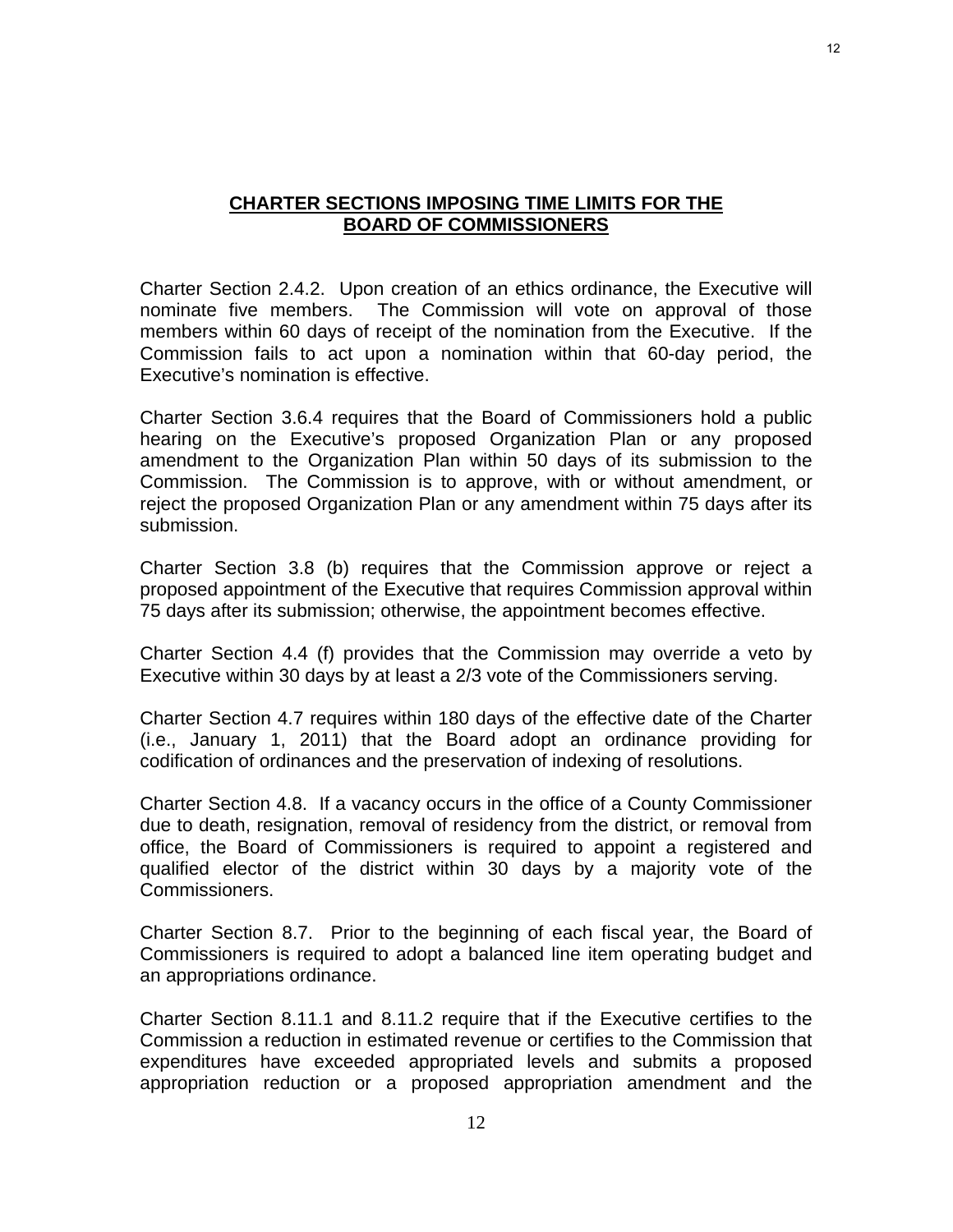## **CHARTER SECTIONS IMPOSING TIME LIMITS FOR THE BOARD OF COMMISSIONERS**

Charter Section 2.4.2. Upon creation of an ethics ordinance, the Executive will nominate five members. The Commission will vote on approval of those members within 60 days of receipt of the nomination from the Executive. If the Commission fails to act upon a nomination within that 60-day period, the Executive's nomination is effective.

Charter Section 3.6.4 requires that the Board of Commissioners hold a public hearing on the Executive's proposed Organization Plan or any proposed amendment to the Organization Plan within 50 days of its submission to the Commission. The Commission is to approve, with or without amendment, or reject the proposed Organization Plan or any amendment within 75 days after its submission.

Charter Section 3.8 (b) requires that the Commission approve or reject a proposed appointment of the Executive that requires Commission approval within 75 days after its submission; otherwise, the appointment becomes effective.

Charter Section 4.4 (f) provides that the Commission may override a veto by Executive within 30 days by at least a 2/3 vote of the Commissioners serving.

Charter Section 4.7 requires within 180 days of the effective date of the Charter (i.e., January 1, 2011) that the Board adopt an ordinance providing for codification of ordinances and the preservation of indexing of resolutions.

Charter Section 4.8. If a vacancy occurs in the office of a County Commissioner due to death, resignation, removal of residency from the district, or removal from office, the Board of Commissioners is required to appoint a registered and qualified elector of the district within 30 days by a majority vote of the Commissioners.

Charter Section 8.7. Prior to the beginning of each fiscal year, the Board of Commissioners is required to adopt a balanced line item operating budget and an appropriations ordinance.

Charter Section 8.11.1 and 8.11.2 require that if the Executive certifies to the Commission a reduction in estimated revenue or certifies to the Commission that expenditures have exceeded appropriated levels and submits a proposed appropriation reduction or a proposed appropriation amendment and the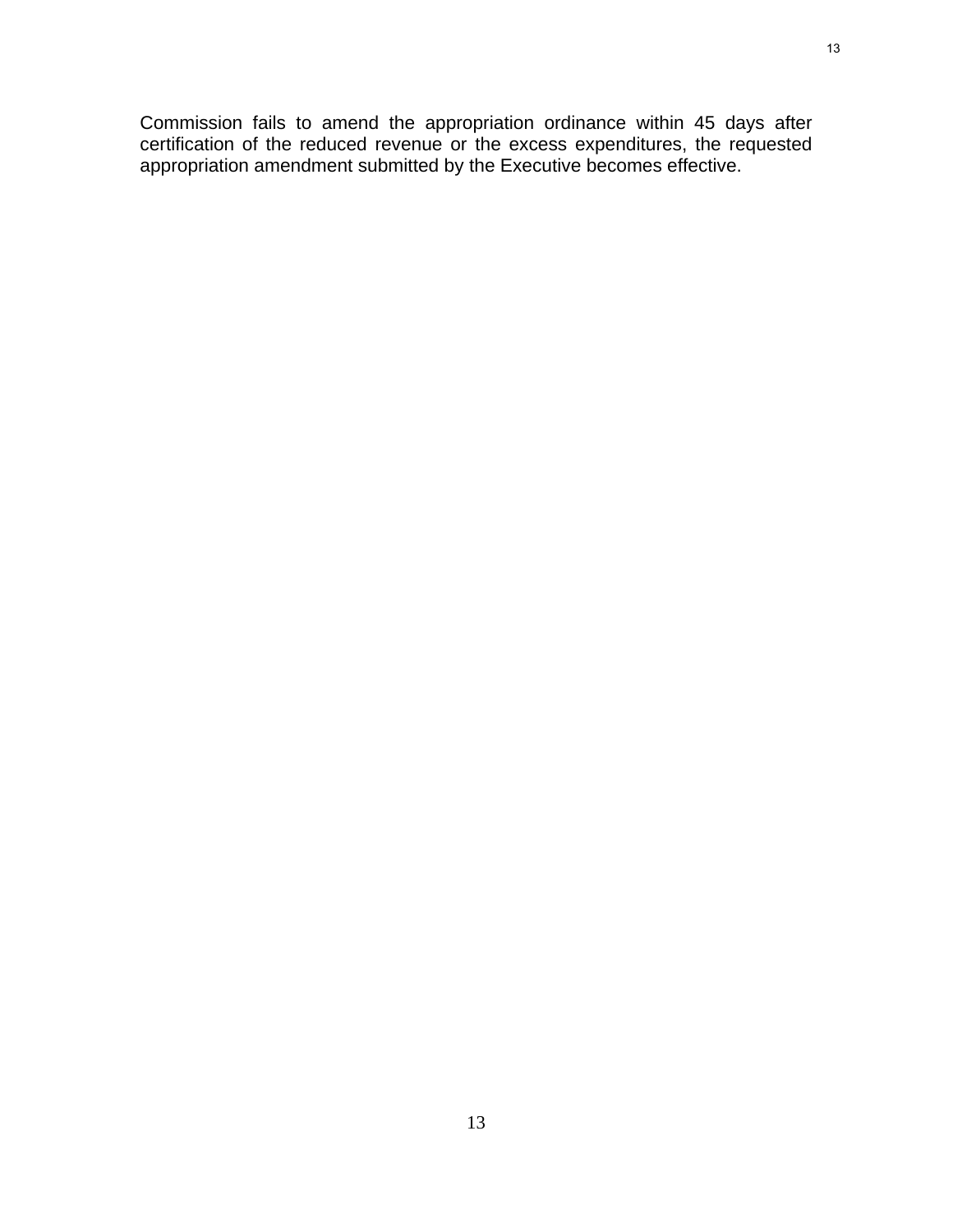Commission fails to amend the appropriation ordinance within 45 days after certification of the reduced revenue or the excess expenditures, the requested appropriation amendment submitted by the Executive becomes effective.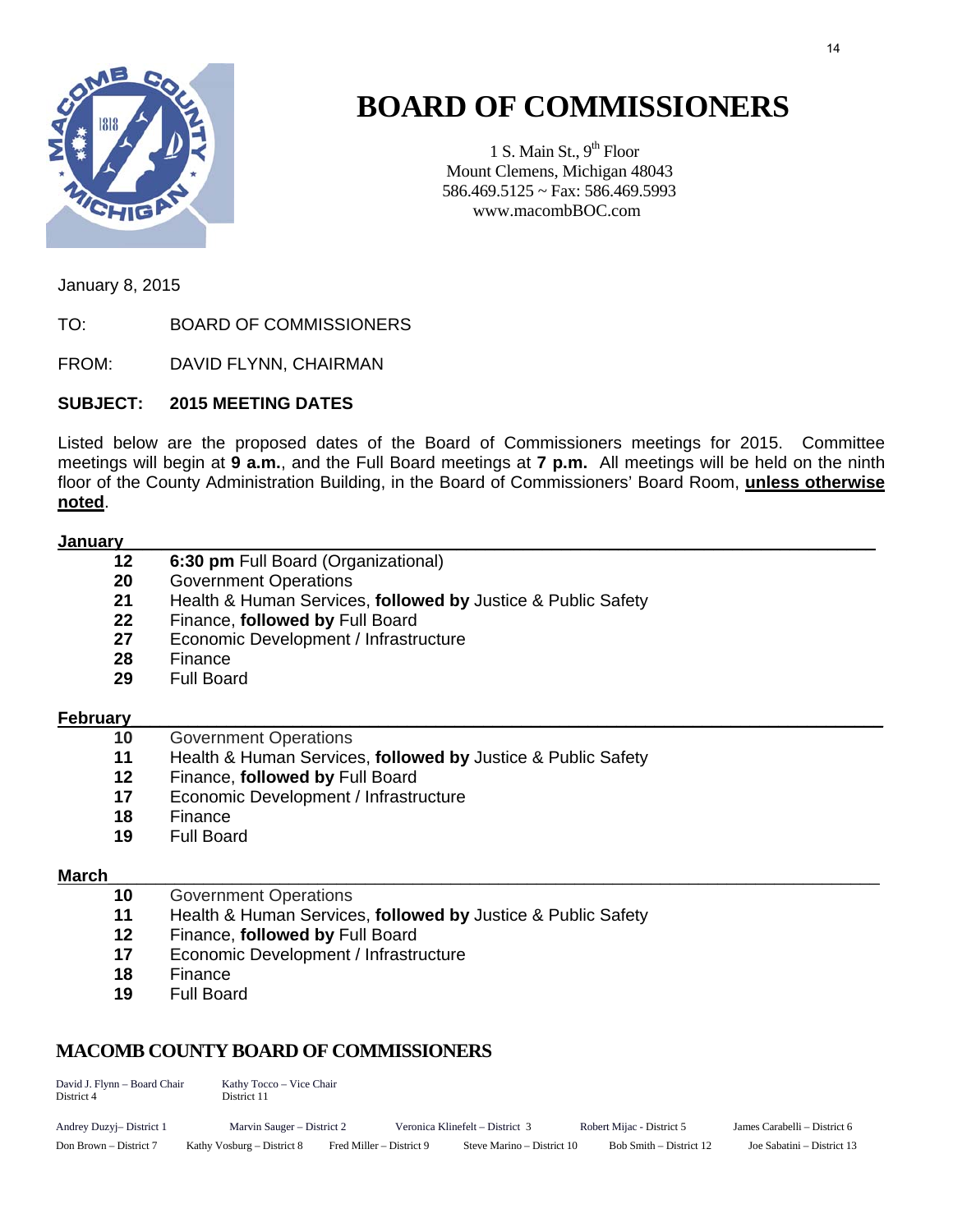# BOARD OF COMMISSIONERS

1 S. Main St., 9th Floor
Mount Clemens, Michigan 48043
586.469.5125 ~ Fax: 586.469.5993
www.macombBOC.com

January 8, 2015

TO: BOARD OF COMMISSIONERS

FROM: DAVID FLYNN, CHAIRMAN

**SUBJECT: 2015 MEETING DATES**

Listed below are the proposed dates of the Board of Commissioners meetings for 2015. Committee meetings will begin at **9 a.m.**, and the Full Board meetings at **7 p.m.** All meetings will be held on the ninth floor of the County Administration Building, in the Board of Commissioners' Board Room, **unless otherwise noted**.

**January**

- **12** **6:30 pm** Full Board (Organizational)
- **20** Government Operations
- **21** Health & Human Services, **followed by** Justice & Public Safety
- **22** Finance, **followed by** Full Board
- **27** Economic Development / Infrastructure
- **28** Finance
- **29** Full Board

**February**

- **10** Government Operations
- **11** Health & Human Services, **followed by** Justice & Public Safety
- **12** Finance, **followed by** Full Board
- **17** Economic Development / Infrastructure
- **18** Finance
- **19** Full Board

**March**

- **10** Government Operations
- **11** Health & Human Services, **followed by** Justice & Public Safety
- **12** Finance, **followed by** Full Board
- **17** Economic Development / Infrastructure
- **18** Finance
- **19** Full Board

## MACOMB COUNTY BOARD OF COMMISSIONERS

David J. Flynn – Board Chair, District 4
Kathy Tocco – Vice Chair, District 11

Andrey Duzyj– District 1 | Marvin Sauger – District 2 | Veronica Klinefelt – District 3 | Robert Mijac - District 5 | James Carabelli – District 6

Don Brown – District 7 | Kathy Vosburg – District 8 | Fred Miller – District 9 | Steve Marino – District 10 | Bob Smith – District 12 | Joe Sabatini – District 13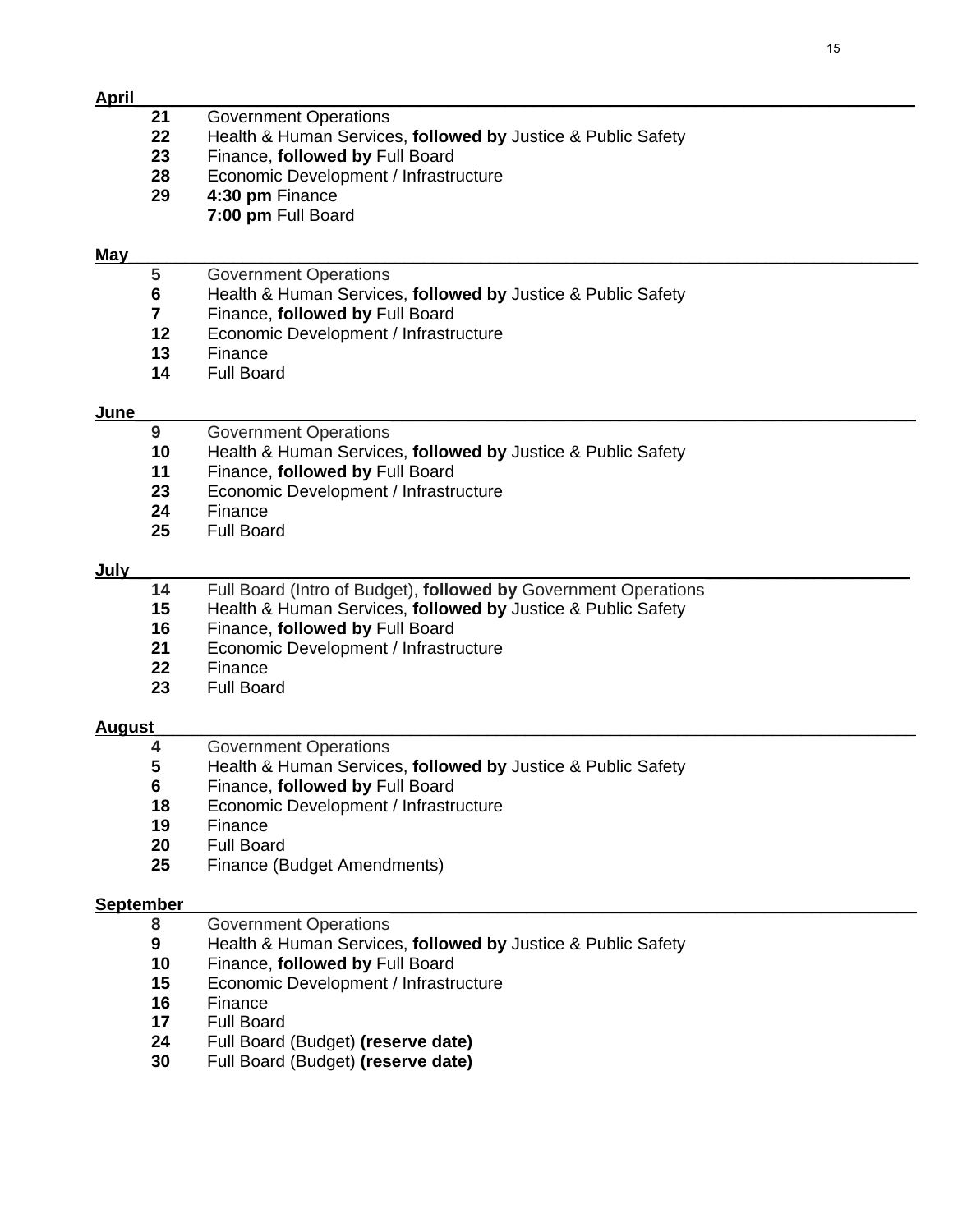**April**

| | |
|---|---|
| **21** | Government Operations |
| **22** | Health & Human Services, **followed by** Justice & Public Safety |
| **23** | Finance, **followed by** Full Board |
| **28** | Economic Development / Infrastructure |
| **29** | **4:30 pm** Finance |
| | **7:00 pm** Full Board |

**May**

| | |
|---|---|
| **5** | Government Operations |
| **6** | Health & Human Services, **followed by** Justice & Public Safety |
| **7** | Finance, **followed by** Full Board |
| **12** | Economic Development / Infrastructure |
| **13** | Finance |
| **14** | Full Board |

**June**

| | |
|---|---|
| **9** | Government Operations |
| **10** | Health & Human Services, **followed by** Justice & Public Safety |
| **11** | Finance, **followed by** Full Board |
| **23** | Economic Development / Infrastructure |
| **24** | Finance |
| **25** | Full Board |

**July**

| | |
|---|---|
| **14** | Full Board (Intro of Budget), **followed by** Government Operations |
| **15** | Health & Human Services, **followed by** Justice & Public Safety |
| **16** | Finance, **followed by** Full Board |
| **21** | Economic Development / Infrastructure |
| **22** | Finance |
| **23** | Full Board |

**August**

| | |
|---|---|
| **4** | Government Operations |
| **5** | Health & Human Services, **followed by** Justice & Public Safety |
| **6** | Finance, **followed by** Full Board |
| **18** | Economic Development / Infrastructure |
| **19** | Finance |
| **20** | Full Board |
| **25** | Finance (Budget Amendments) |

**September**

| | |
|---|---|
| **8** | Government Operations |
| **9** | Health & Human Services, **followed by** Justice & Public Safety |
| **10** | Finance, **followed by** Full Board |
| **15** | Economic Development / Infrastructure |
| **16** | Finance |
| **17** | Full Board |
| **24** | Full Board (Budget) **(reserve date)** |
| **30** | Full Board (Budget) **(reserve date)** |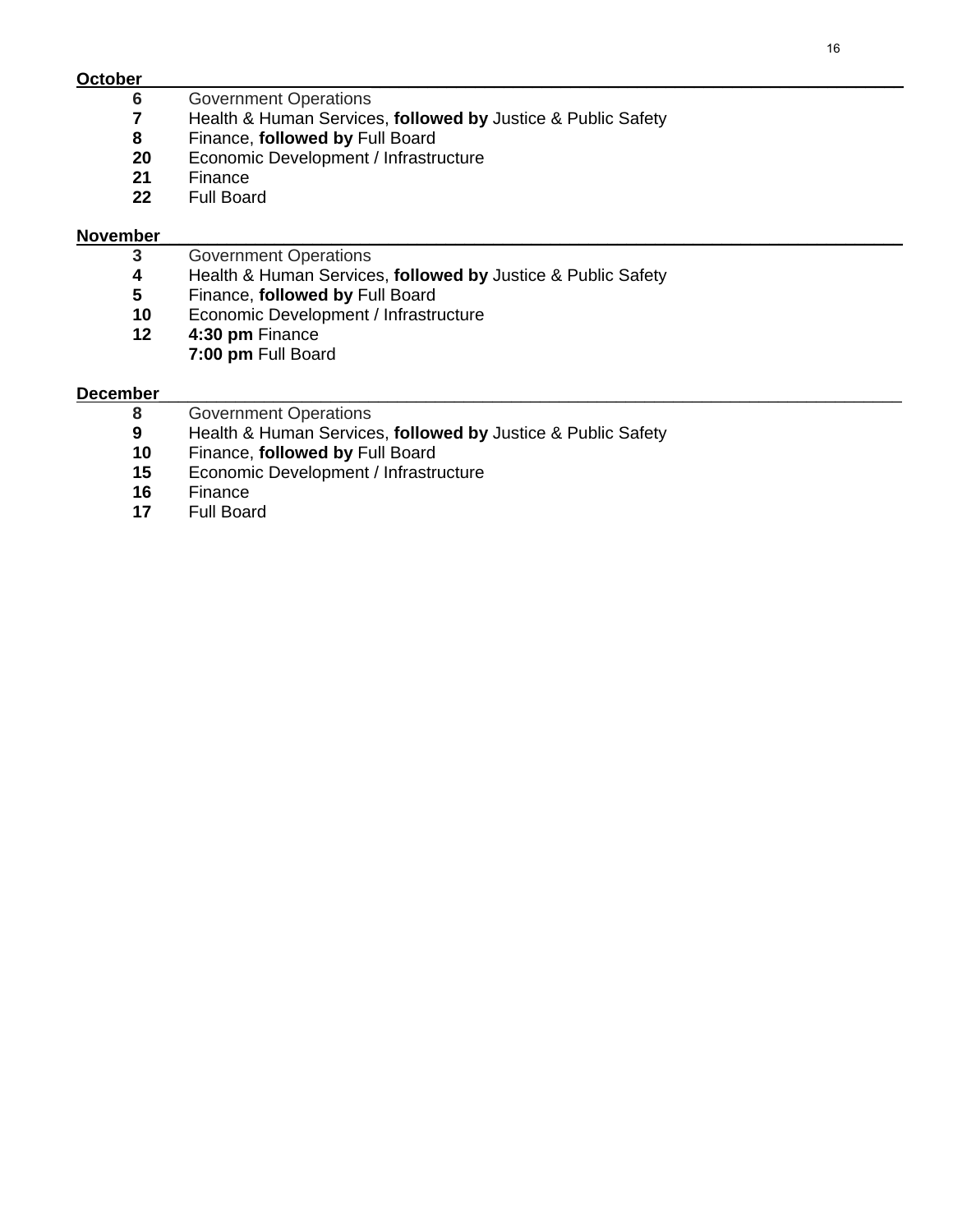**October**

**6** Government Operations
**7** Health & Human Services, **followed by** Justice & Public Safety
**8** Finance, **followed by** Full Board
**20** Economic Development / Infrastructure
**21** Finance
**22** Full Board

**November**

**3** Government Operations
**4** Health & Human Services, **followed by** Justice & Public Safety
**5** Finance, **followed by** Full Board
**10** Economic Development / Infrastructure
**12** **4:30 pm** Finance
**7:00 pm** Full Board

**December**

**8** Government Operations
**9** Health & Human Services, **followed by** Justice & Public Safety
**10** Finance, **followed by** Full Board
**15** Economic Development / Infrastructure
**16** Finance
**17** Full Board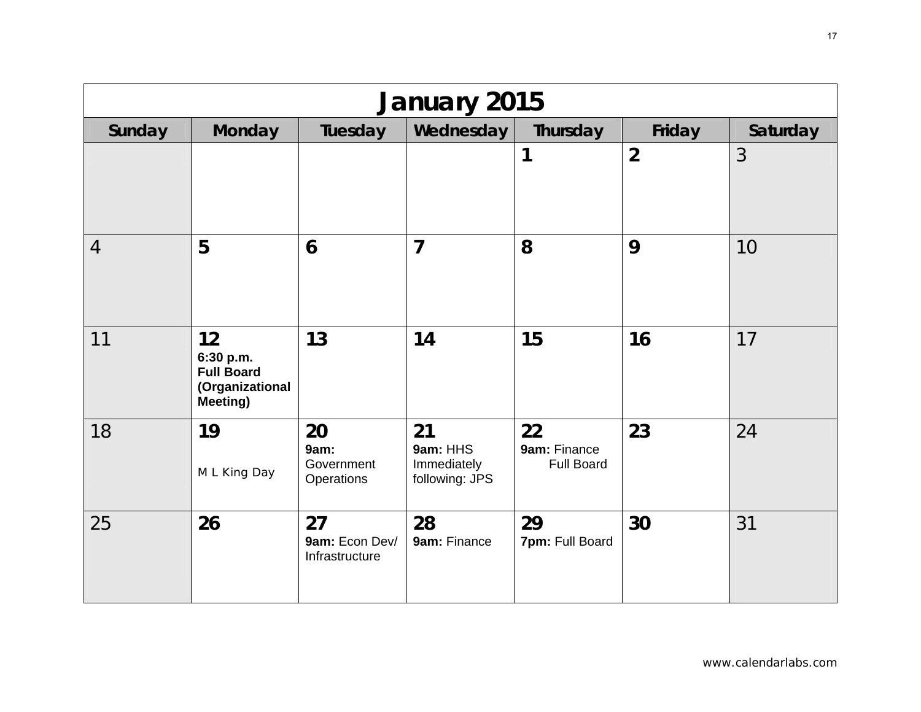# January 2015

| Sunday | Monday | Tuesday | Wednesday | Thursday | Friday | Saturday |
|---|---|---|---|---|---|---|
| | | | | **1** | **2** | 3 |
| 4 | **5** | **6** | **7** | **8** | **9** | 10 |
| 11 | **12** **6:30 p.m. Full Board (Organizational Meeting)** | **13** | **14** | **15** | **16** | 17 |
| 18 | **19** M L King Day | **20** **9am:** Government Operations | **21** **9am:** HHS Immediately following: JPS | **22** **9am:** Finance Full Board | **23** | 24 |
| 25 | **26** | **27** **9am:** Econ Dev/ Infrastructure | **28** **9am:** Finance | **29** **7pm:** Full Board | **30** | 31 |

www.calendarlabs.com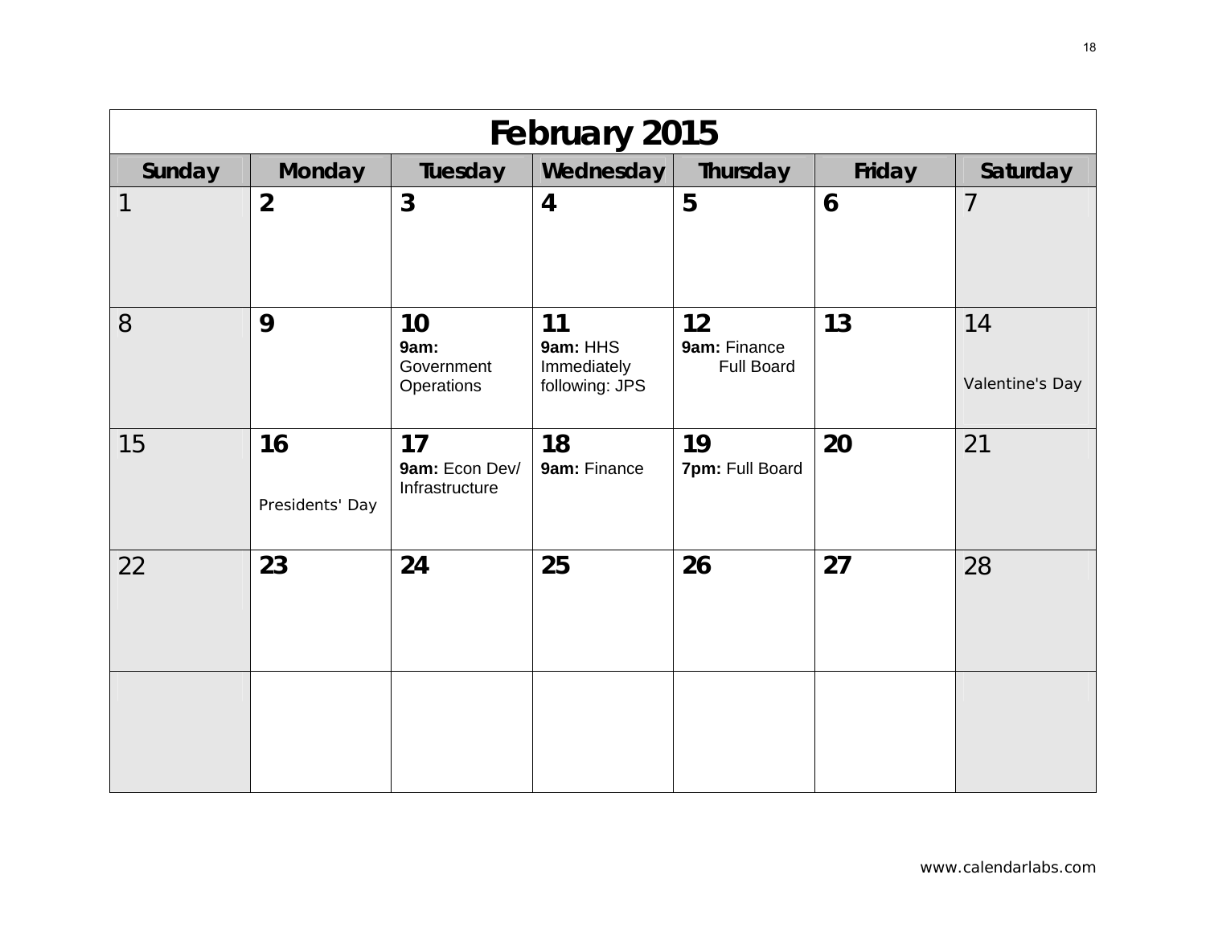# February 2015

| Sunday | Monday | Tuesday | Wednesday | Thursday | Friday | Saturday |
|---|---|---|---|---|---|---|
| 1 | **2** | **3** | **4** | **5** | **6** | 7 |
| 8 | **9** | **10** **9am:** Government Operations | **11** **9am:** HHS Immediately following: JPS | **12** **9am:** Finance Full Board | **13** | 14 Valentine's Day |
| 15 | **16** Presidents' Day | **17** **9am:** Econ Dev/ Infrastructure | **18** **9am:** Finance | **19** **7pm:** Full Board | **20** | 21 |
| 22 | **23** | **24** | **25** | **26** | **27** | 28 |
| | | | | | | |

www.calendarlabs.com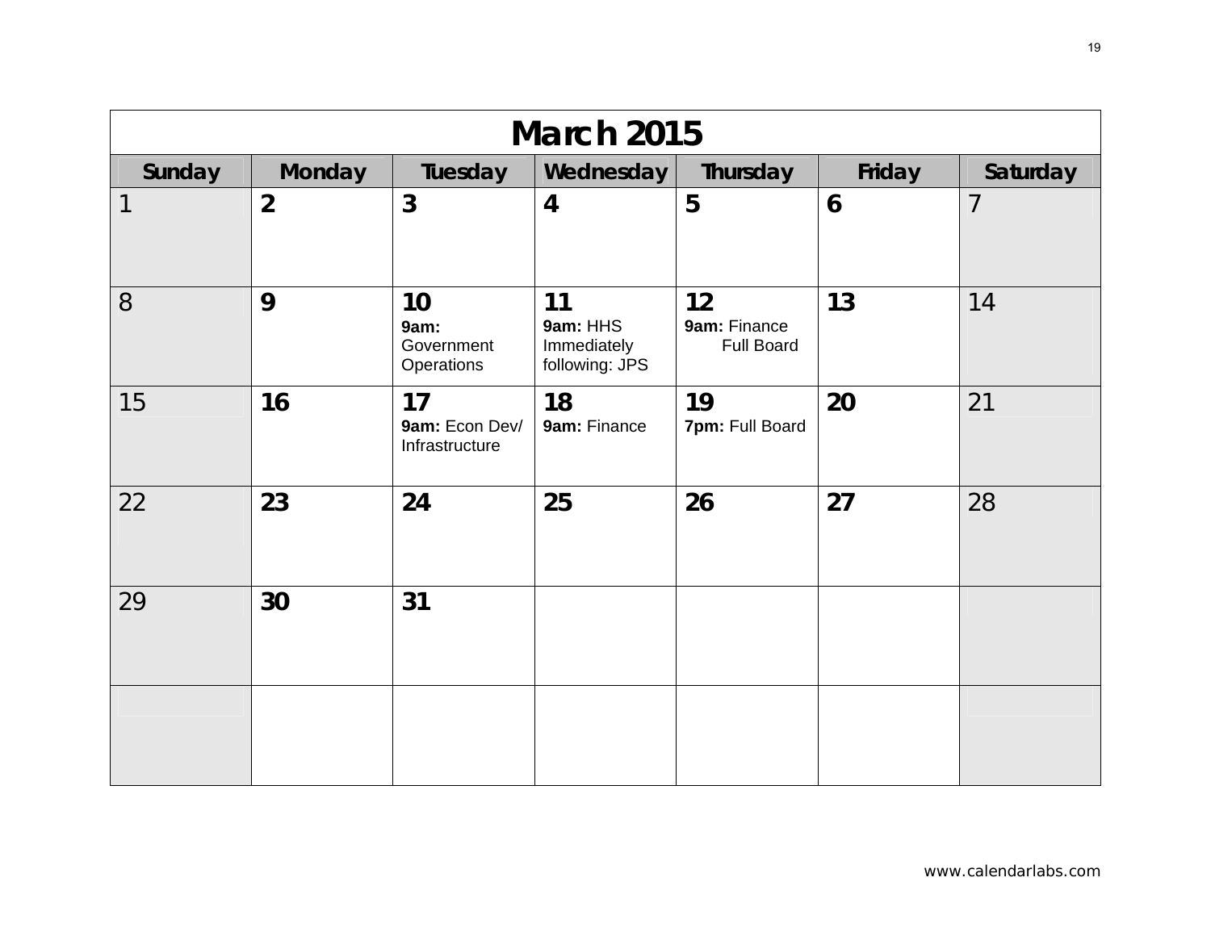# March 2015

| Sunday | Monday | Tuesday | Wednesday | Thursday | Friday | Saturday |
|---|---|---|---|---|---|---|
| 1 | 2 | 3 | 4 | 5 | 6 | 7 |
| 8 | 9 | 10 **9am:** Government Operations | 11 **9am:** HHS Immediately following: JPS | 12 **9am:** Finance Full Board | 13 | 14 |
| 15 | 16 | 17 **9am:** Econ Dev/ Infrastructure | 18 **9am:** Finance | 19 **7pm:** Full Board | 20 | 21 |
| 22 | 23 | 24 | 25 | 26 | 27 | 28 |
| 29 | 30 | 31 | | | | |
| | | | | | | |

www.calendarlabs.com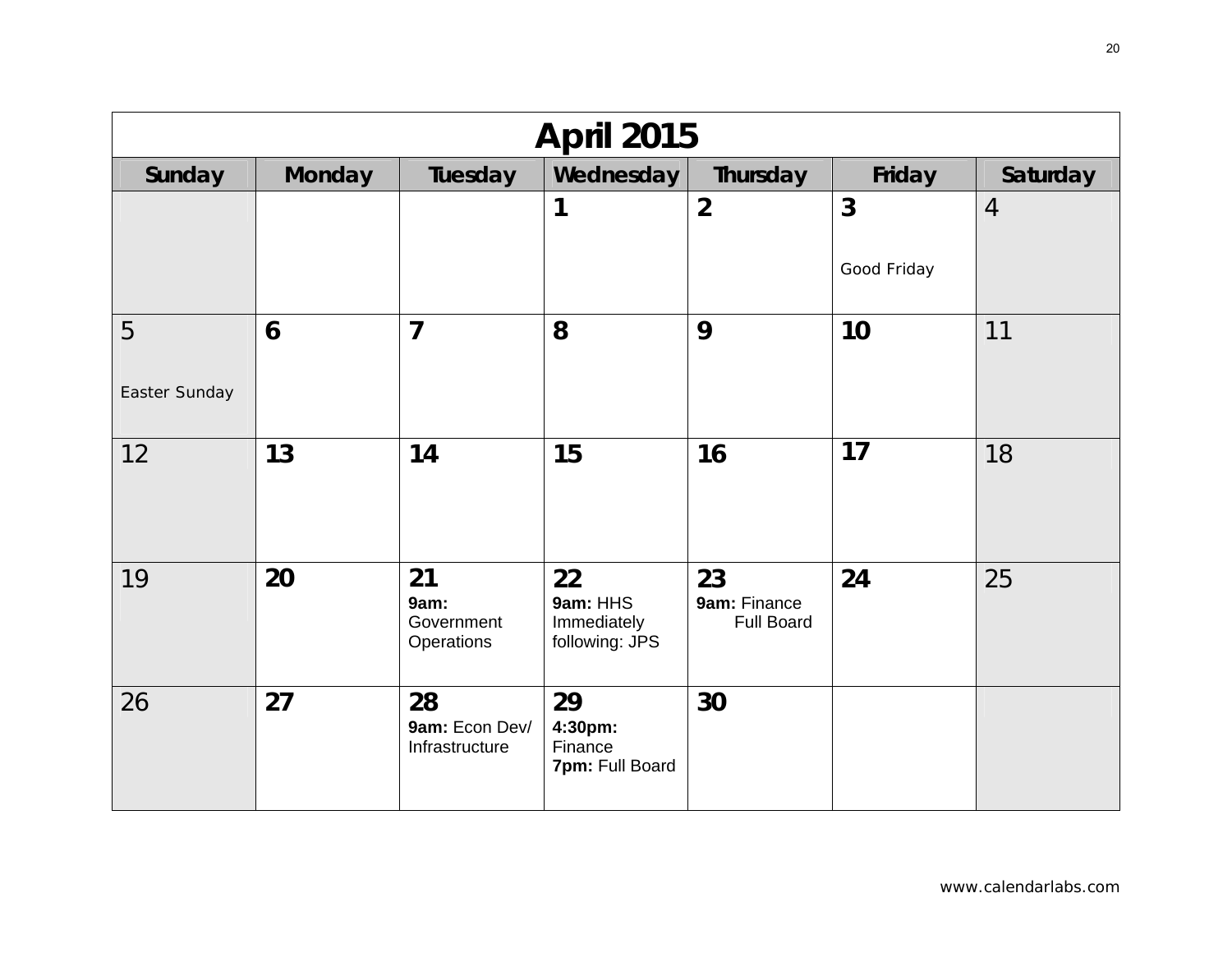# April 2015

| Sunday | Monday | Tuesday | Wednesday | Thursday | Friday | Saturday |
|---|---|---|---|---|---|---|
| | | | 1 | 2 | 3<br><br>Good Friday | 4 |
| 5<br><br>Easter Sunday | 6 | 7 | 8 | 9 | 10 | 11 |
| 12 | 13 | 14 | 15 | 16 | 17 | 18 |
| 19 | 20 | 21<br>**9am:** Government Operations | 22<br>**9am:** HHS Immediately following: JPS | 23<br>**9am:** Finance Full Board | 24 | 25 |
| 26 | 27 | 28<br>**9am:** Econ Dev/ Infrastructure | 29<br>**4:30pm:** Finance<br>**7pm:** Full Board | 30 | | |

www.calendarlabs.com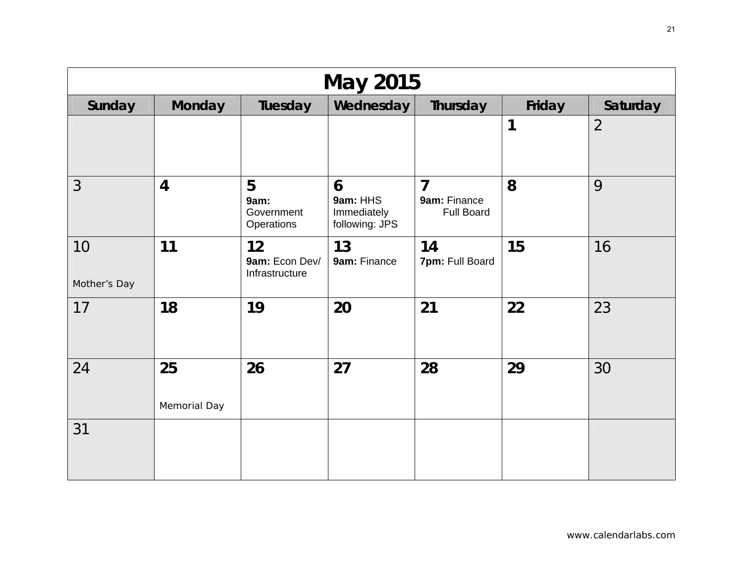# May 2015

| Sunday | Monday | Tuesday | Wednesday | Thursday | Friday | Saturday |
|---|---|---|---|---|---|---|
| | | | | | **1** | 2 |
| 3 | **4** | **5**<br>**9am:** Government Operations | **6**<br>**9am:** HHS<br>Immediately following: JPS | **7**<br>**9am:** Finance<br>Full Board | **8** | 9 |
| 10<br><br>Mother's Day | **11** | **12**<br>**9am:** Econ Dev/ Infrastructure | **13**<br>**9am:** Finance | **14**<br>**7pm:** Full Board | **15** | 16 |
| 17 | **18** | **19** | **20** | **21** | **22** | 23 |
| 24 | **25**<br><br>Memorial Day | **26** | **27** | **28** | **29** | 30 |
| 31 | | | | | | |

www.calendarlabs.com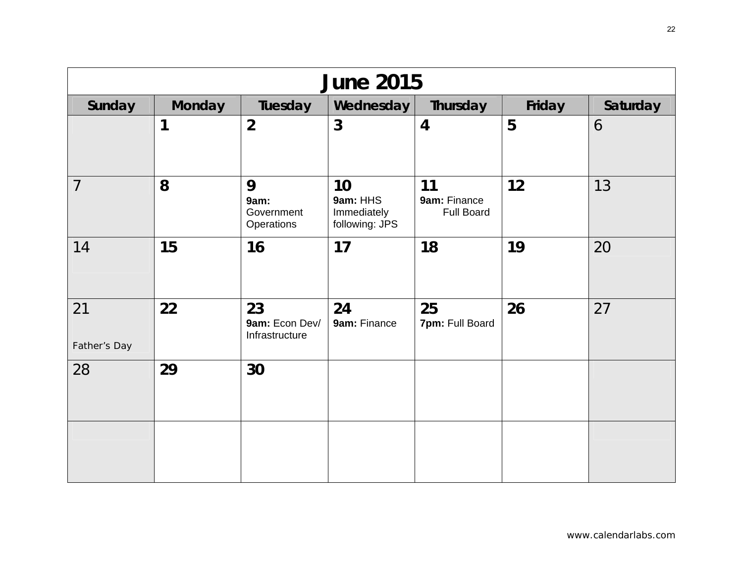| June 2015 | | | | | | |
|---|---|---|---|---|---|---|
| **Sunday** | **Monday** | **Tuesday** | **Wednesday** | **Thursday** | **Friday** | **Saturday** |
| | **1** | **2** | **3** | **4** | **5** | 6 |
| 7 | **8** | **9**<br>**9am:** Government Operations | **10**<br>**9am:** HHS<br>Immediately following: JPS | **11**<br>**9am:** Finance<br>Full Board | **12** | 13 |
| 14 | **15** | **16** | **17** | **18** | **19** | 20 |
| 21<br>Father's Day | **22** | **23**<br>**9am:** Econ Dev/ Infrastructure | **24**<br>**9am:** Finance | **25**<br>**7pm:** Full Board | **26** | 27 |
| 28 | **29** | **30** | | | | |
| | | | | | | |

www.calendarlabs.com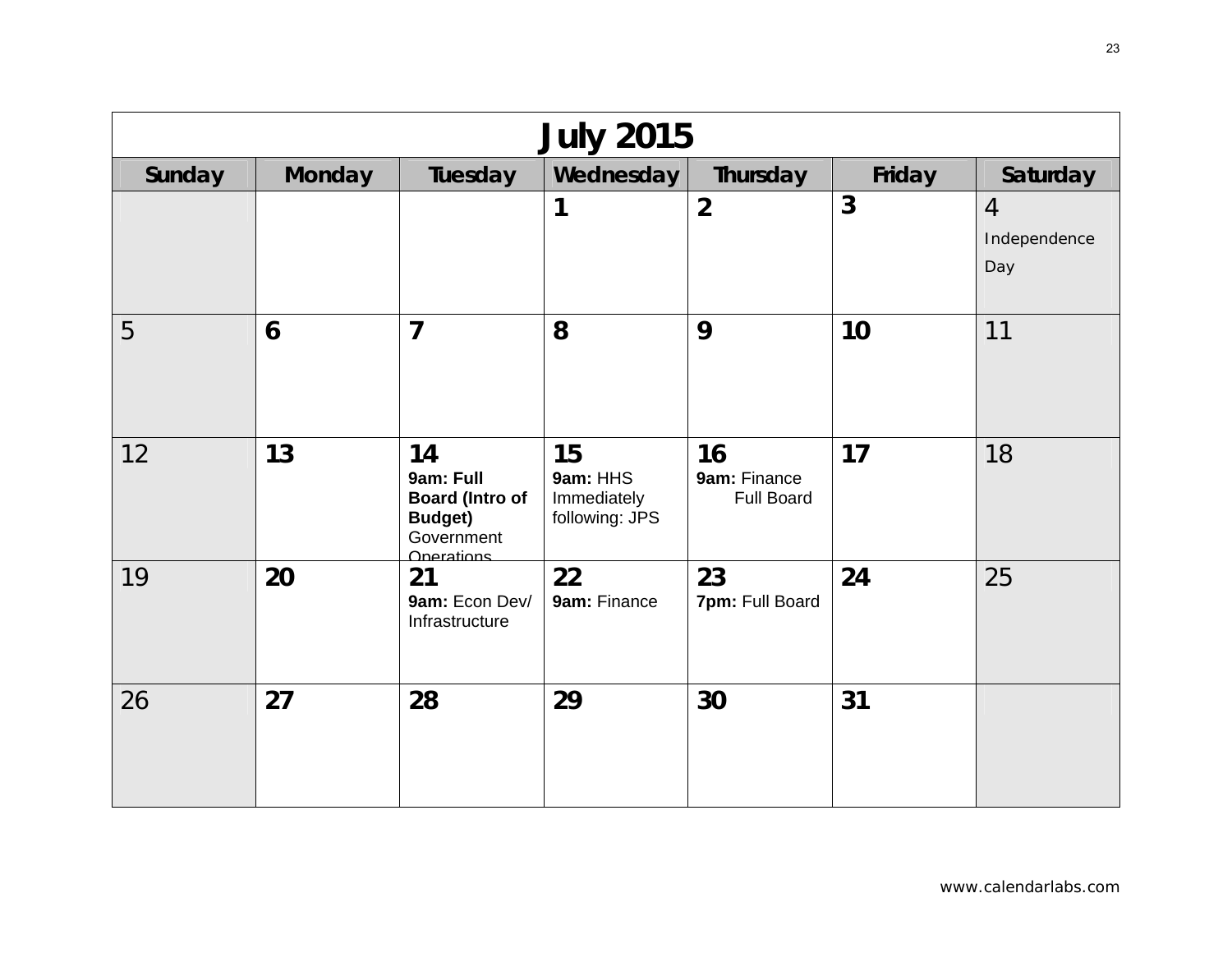# July 2015

| Sunday | Monday | Tuesday | Wednesday | Thursday | Friday | Saturday |
|---|---|---|---|---|---|---|
| | | | 1 | 2 | 3 | 4 Independence Day |
| 5 | 6 | 7 | 8 | 9 | 10 | 11 |
| 12 | 13 | 14 **9am: Full Board (Intro of Budget)** Government Operations | 15 **9am:** HHS Immediately following: JPS | 16 **9am:** Finance Full Board | 17 | 18 |
| 19 | 20 | 21 **9am:** Econ Dev/ Infrastructure | 22 **9am:** Finance | 23 **7pm:** Full Board | 24 | 25 |
| 26 | 27 | 28 | 29 | 30 | 31 | |

www.calendarlabs.com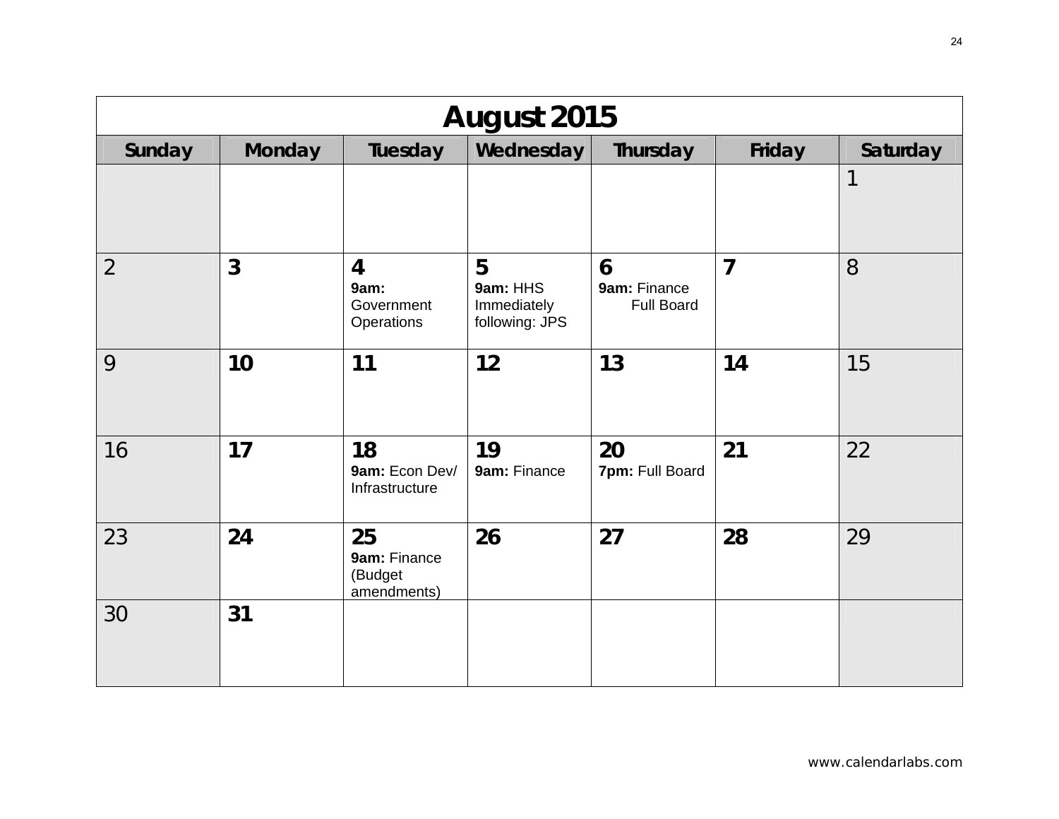# August 2015

| Sunday | Monday | Tuesday | Wednesday | Thursday | Friday | Saturday |
|---|---|---|---|---|---|---|
| | | | | | | 1 |
| 2 | **3** | **4** **9am:** Government Operations | **5** **9am:** HHS Immediately following: JPS | **6** **9am:** Finance Full Board | **7** | 8 |
| 9 | **10** | **11** | **12** | **13** | **14** | 15 |
| 16 | **17** | **18** **9am:** Econ Dev/ Infrastructure | **19** **9am:** Finance | **20** **7pm:** Full Board | **21** | 22 |
| 23 | **24** | **25** **9am:** Finance (Budget amendments) | **26** | **27** | **28** | 29 |
| 30 | **31** | | | | | |

www.calendarlabs.com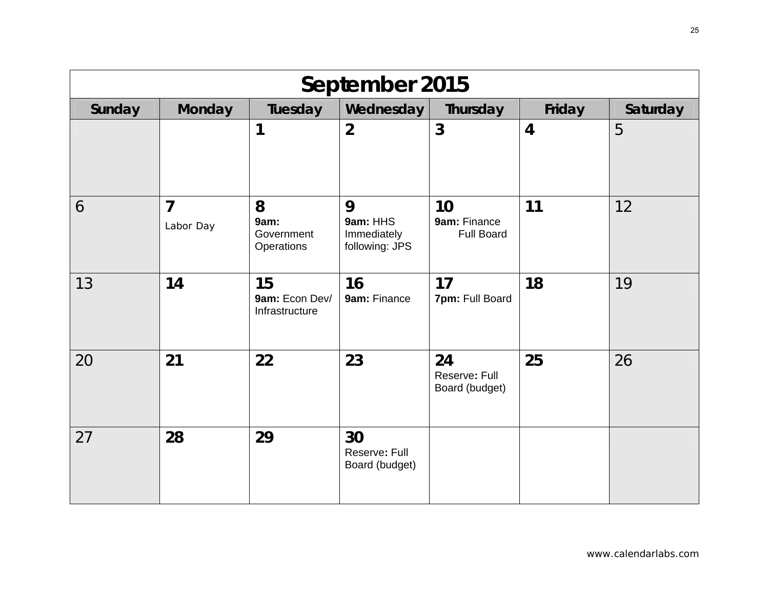# September 2015

| Sunday | Monday | Tuesday | Wednesday | Thursday | Friday | Saturday |
|---|---|---|---|---|---|---|
| | | 1 | 2 | 3 | 4 | 5 |
| 6 | 7 Labor Day | 8 **9am:** Government Operations | 9 **9am:** HHS Immediately following: JPS | 10 **9am:** Finance Full Board | 11 | 12 |
| 13 | 14 | 15 **9am:** Econ Dev/ Infrastructure | 16 **9am:** Finance | 17 **7pm:** Full Board | 18 | 19 |
| 20 | 21 | 22 | 23 | 24 Reserve: Full Board (budget) | 25 | 26 |
| 27 | 28 | 29 | 30 Reserve: Full Board (budget) | | | |

www.calendarlabs.com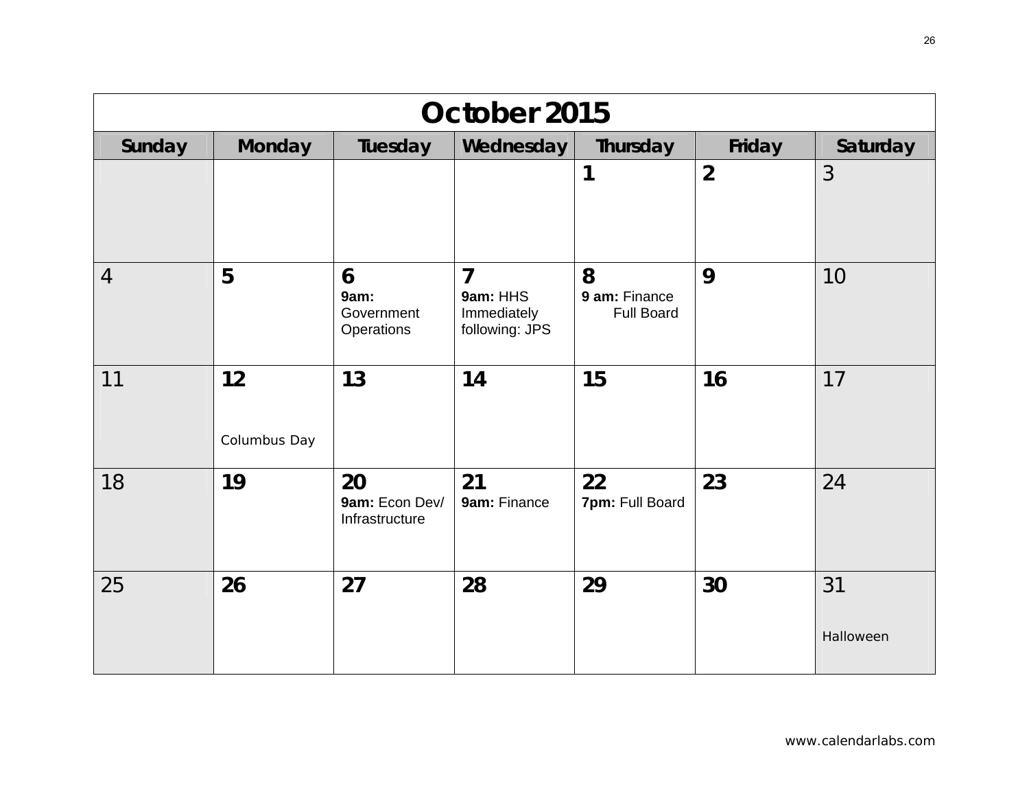# October 2015

| Sunday | Monday | Tuesday | Wednesday | Thursday | Friday | Saturday |
|---|---|---|---|---|---|---|
| | | | | **1** | **2** | 3 |
| 4 | **5** | **6**<br>**9am:** Government Operations | **7**<br>**9am:** HHS<br>Immediately following: JPS | **8**<br>**9 am:** Finance<br>Full Board | **9** | 10 |
| 11 | **12**<br>Columbus Day | **13** | **14** | **15** | **16** | 17 |
| 18 | **19** | **20**<br>**9am:** Econ Dev/ Infrastructure | **21**<br>**9am:** Finance | **22**<br>**7pm:** Full Board | **23** | 24 |
| 25 | **26** | **27** | **28** | **29** | **30** | 31<br>Halloween |

www.calendarlabs.com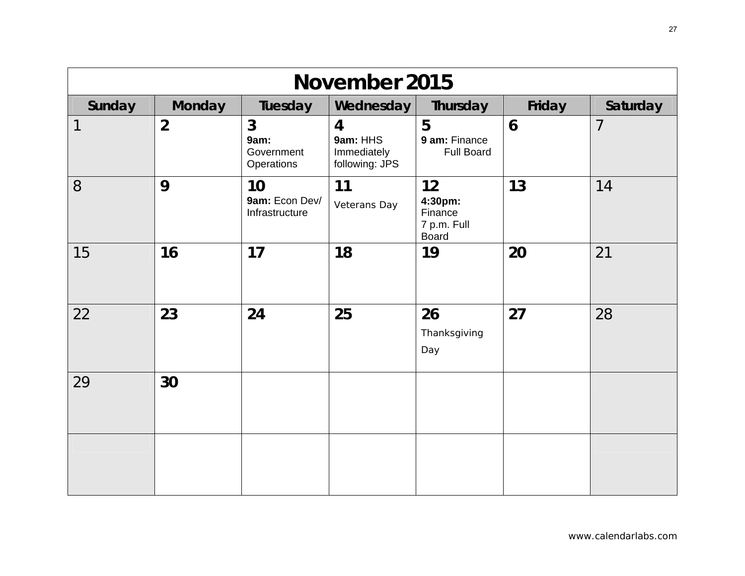# November 2015

| Sunday | Monday | Tuesday | Wednesday | Thursday | Friday | Saturday |
|---|---|---|---|---|---|---|
| 1 | 2 | 3<br>**9am:** Government Operations | 4<br>**9am:** HHS Immediately following: JPS | 5<br>**9 am:** Finance Full Board | 6 | 7 |
| 8 | 9 | 10<br>**9am:** Econ Dev/ Infrastructure | 11<br>Veterans Day | 12<br>**4:30pm:** Finance<br>7 p.m. Full Board | 13 | 14 |
| 15 | 16 | 17 | 18 | 19 | 20 | 21 |
| 22 | 23 | 24 | 25 | 26<br>Thanksgiving Day | 27 | 28 |
| 29 | 30 | | | | | |
| | | | | | | |

www.calendarlabs.com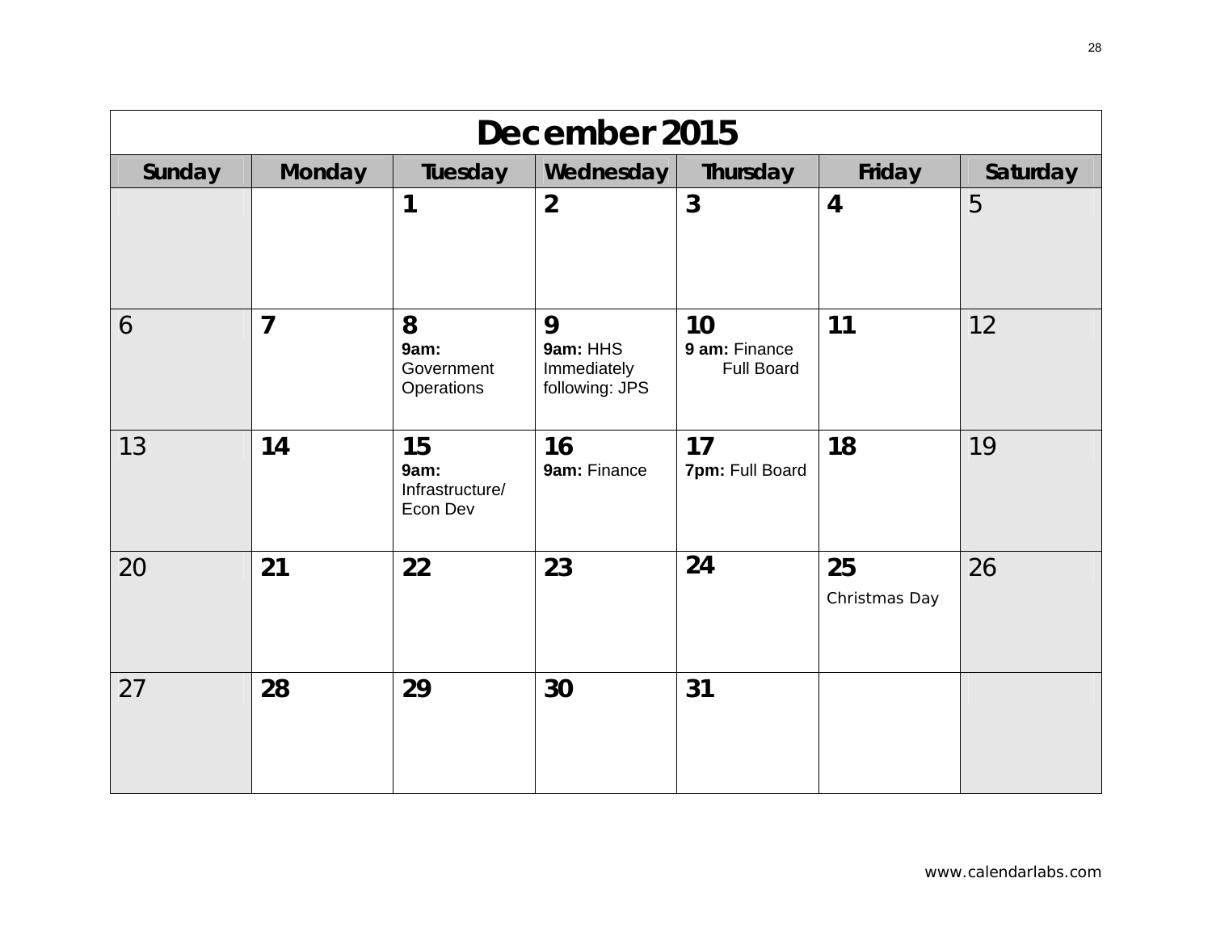| December 2015 | | | | | | |
| --- | --- | --- | --- | --- | --- | --- |
| **Sunday** | **Monday** | **Tuesday** | **Wednesday** | **Thursday** | **Friday** | **Saturday** |
| | | **1** | **2** | **3** | **4** | 5 |
| 6 | **7** | **8** **9am:** Government Operations | **9** **9am:** HHS Immediately following: JPS | **10** **9 am:** Finance Full Board | **11** | 12 |
| 13 | **14** | **15** **9am:** Infrastructure/ Econ Dev | **16** **9am:** Finance | **17** **7pm:** Full Board | **18** | 19 |
| 20 | **21** | **22** | **23** | **24** | **25** Christmas Day | 26 |
| 27 | **28** | **29** | **30** | **31** | | |

www.calendarlabs.com